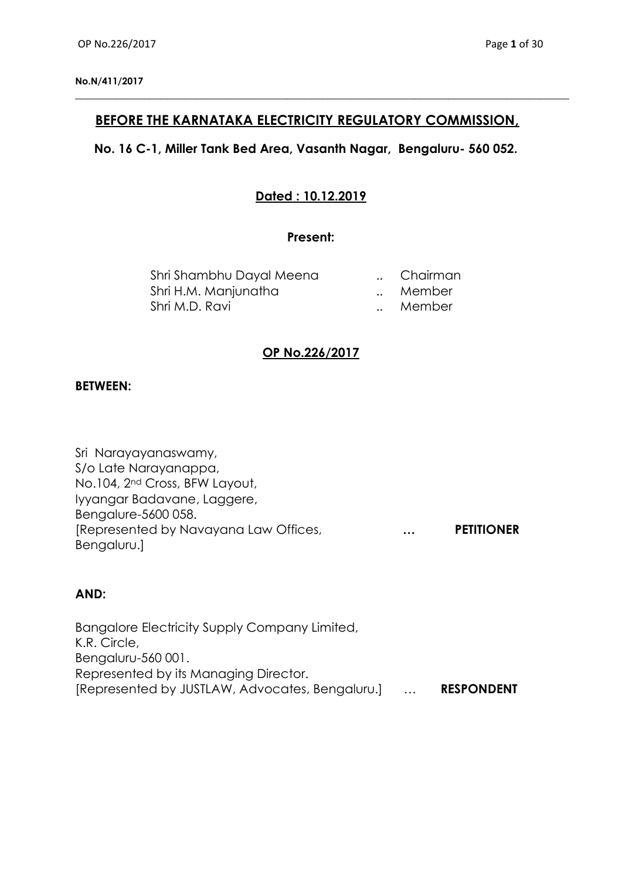**No.N/411/2017**

## BEFORE THE KARNATAKA ELECTRICITY REGULATORY COMMISSION,

**No. 16 C-1, Miller Tank Bed Area, Vasanth Nagar, Bengaluru- 560 052.**

**Dated : 10.12.2019**

**Present:**

Shri Shambhu Dayal Meena .. Chairman
Shri H.M. Manjunatha .. Member
Shri M.D. Ravi .. Member

**OP No.226/2017**

**BETWEEN:**

Sri Narayayanaswamy,
S/o Late Narayanappa,
No.104, 2nd Cross, BFW Layout,
Iyyangar Badavane, Laggere,
Bengalure-5600 058.
[Represented by Navayana Law Offices, Bengaluru.] … **PETITIONER**

**AND:**

Bangalore Electricity Supply Company Limited,
K.R. Circle,
Bengaluru-560 001.
Represented by its Managing Director.
[Represented by JUSTLAW, Advocates, Bengaluru.] … **RESPONDENT**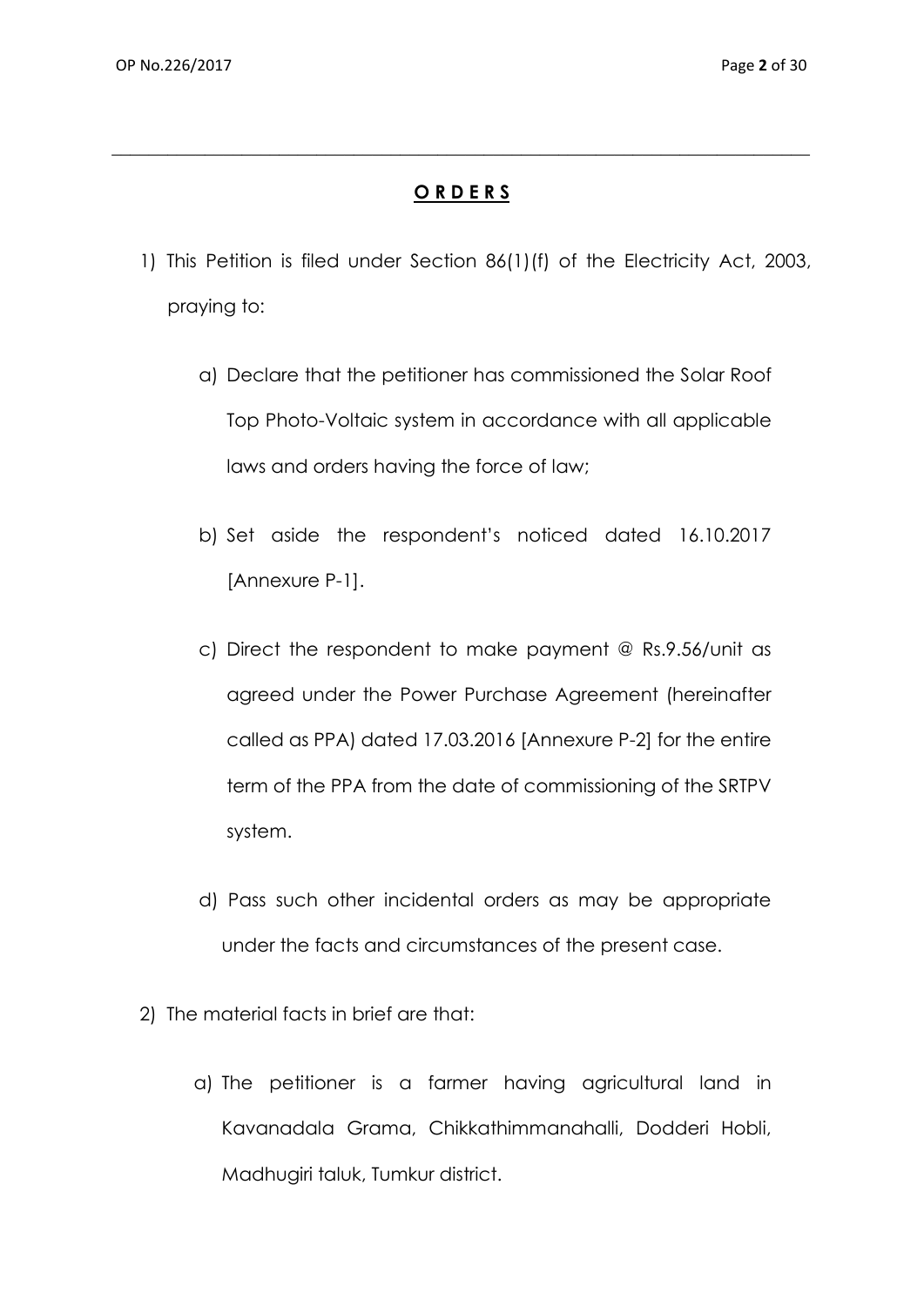## O R D E R S

1) This Petition is filed under Section 86(1)(f) of the Electricity Act, 2003, praying to:

   a) Declare that the petitioner has commissioned the Solar Roof Top Photo-Voltaic system in accordance with all applicable laws and orders having the force of law;

   b) Set aside the respondent's noticed dated 16.10.2017 [Annexure P-1].

   c) Direct the respondent to make payment @ Rs.9.56/unit as agreed under the Power Purchase Agreement (hereinafter called as PPA) dated 17.03.2016 [Annexure P-2] for the entire term of the PPA from the date of commissioning of the SRTPV system.

   d) Pass such other incidental orders as may be appropriate under the facts and circumstances of the present case.

2) The material facts in brief are that:

   a) The petitioner is a farmer having agricultural land in Kavanadala Grama, Chikkathimmanahalli, Dodderi Hobli, Madhugiri taluk, Tumkur district.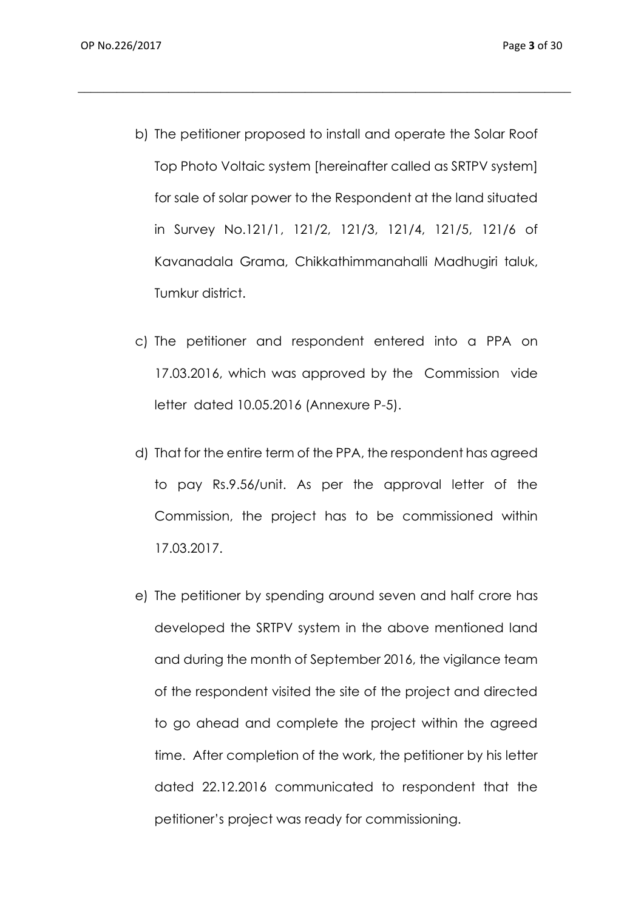b) The petitioner proposed to install and operate the Solar Roof Top Photo Voltaic system [hereinafter called as SRTPV system] for sale of solar power to the Respondent at the land situated in Survey No.121/1, 121/2, 121/3, 121/4, 121/5, 121/6 of Kavanadala Grama, Chikkathimmanahalli Madhugiri taluk, Tumkur district.

c) The petitioner and respondent entered into a PPA on 17.03.2016, which was approved by the Commission vide letter dated 10.05.2016 (Annexure P-5).

d) That for the entire term of the PPA, the respondent has agreed to pay Rs.9.56/unit. As per the approval letter of the Commission, the project has to be commissioned within 17.03.2017.

e) The petitioner by spending around seven and half crore has developed the SRTPV system in the above mentioned land and during the month of September 2016, the vigilance team of the respondent visited the site of the project and directed to go ahead and complete the project within the agreed time. After completion of the work, the petitioner by his letter dated 22.12.2016 communicated to respondent that the petitioner's project was ready for commissioning.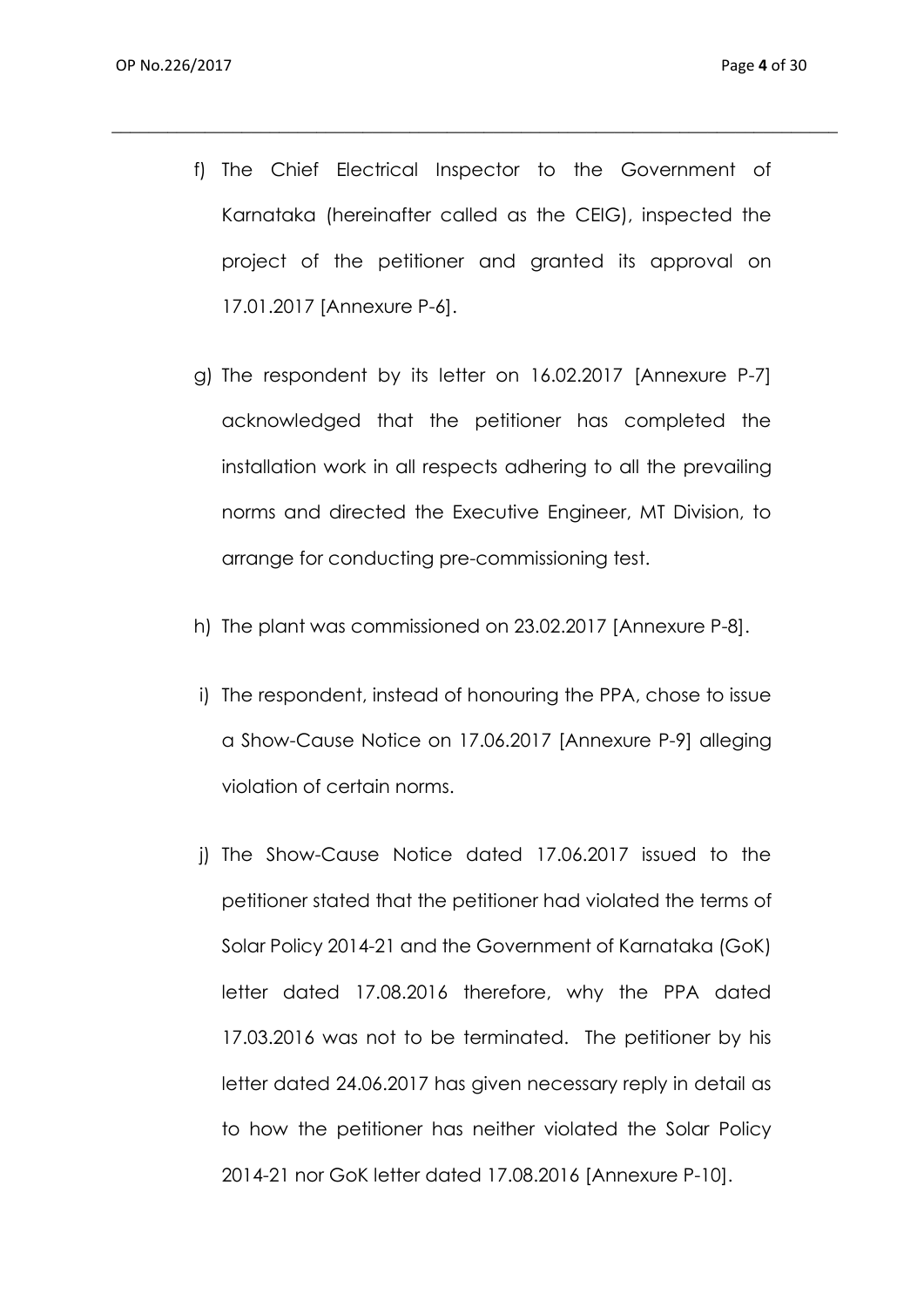f) The Chief Electrical Inspector to the Government of Karnataka (hereinafter called as the CEIG), inspected the project of the petitioner and granted its approval on 17.01.2017 [Annexure P-6].

g) The respondent by its letter on 16.02.2017 [Annexure P-7] acknowledged that the petitioner has completed the installation work in all respects adhering to all the prevailing norms and directed the Executive Engineer, MT Division, to arrange for conducting pre-commissioning test.

h) The plant was commissioned on 23.02.2017 [Annexure P-8].

i) The respondent, instead of honouring the PPA, chose to issue a Show-Cause Notice on 17.06.2017 [Annexure P-9] alleging violation of certain norms.

j) The Show-Cause Notice dated 17.06.2017 issued to the petitioner stated that the petitioner had violated the terms of Solar Policy 2014-21 and the Government of Karnataka (GoK) letter dated 17.08.2016 therefore, why the PPA dated 17.03.2016 was not to be terminated. The petitioner by his letter dated 24.06.2017 has given necessary reply in detail as to how the petitioner has neither violated the Solar Policy 2014-21 nor GoK letter dated 17.08.2016 [Annexure P-10].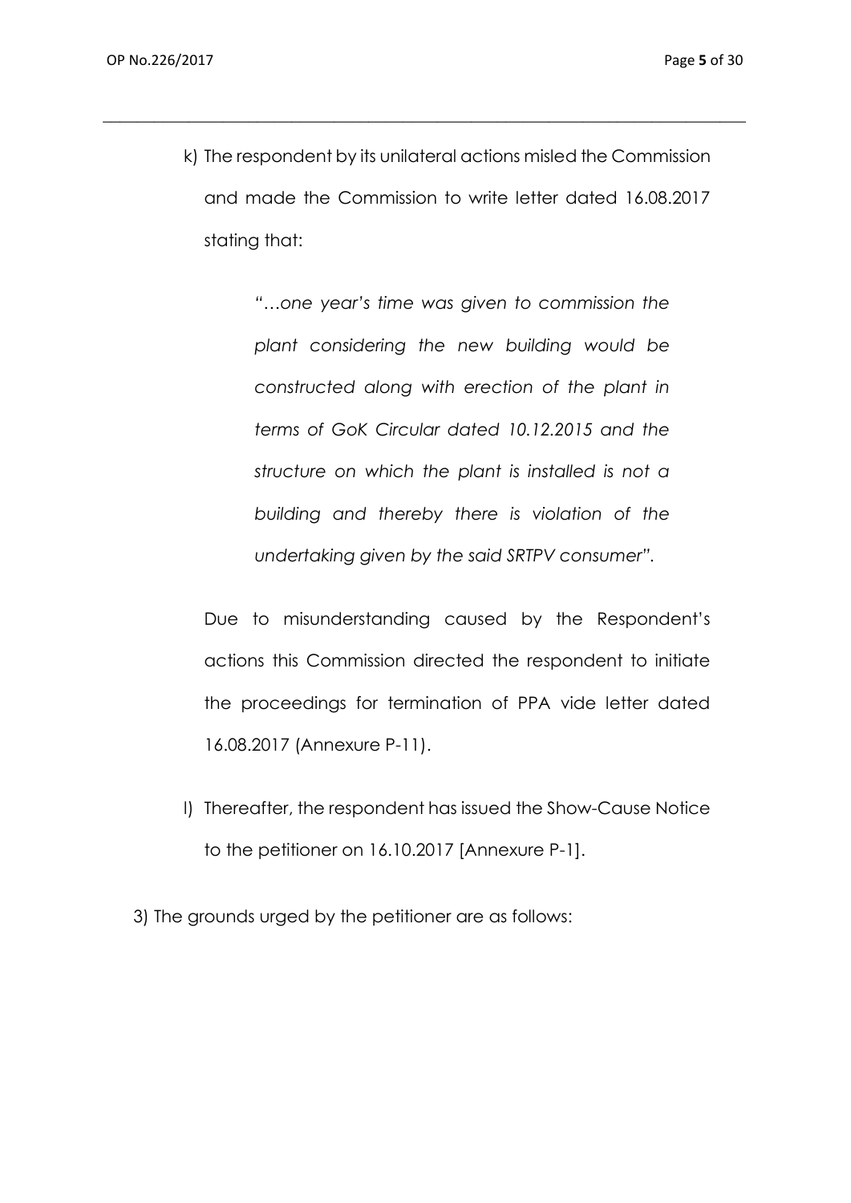k) The respondent by its unilateral actions misled the Commission and made the Commission to write letter dated 16.08.2017 stating that:

> *"…one year's time was given to commission the plant considering the new building would be constructed along with erection of the plant in terms of GoK Circular dated 10.12.2015 and the structure on which the plant is installed is not a building and thereby there is violation of the undertaking given by the said SRTPV consumer".*

Due to misunderstanding caused by the Respondent's actions this Commission directed the respondent to initiate the proceedings for termination of PPA vide letter dated 16.08.2017 (Annexure P-11).

l) Thereafter, the respondent has issued the Show-Cause Notice to the petitioner on 16.10.2017 [Annexure P-1].

3) The grounds urged by the petitioner are as follows: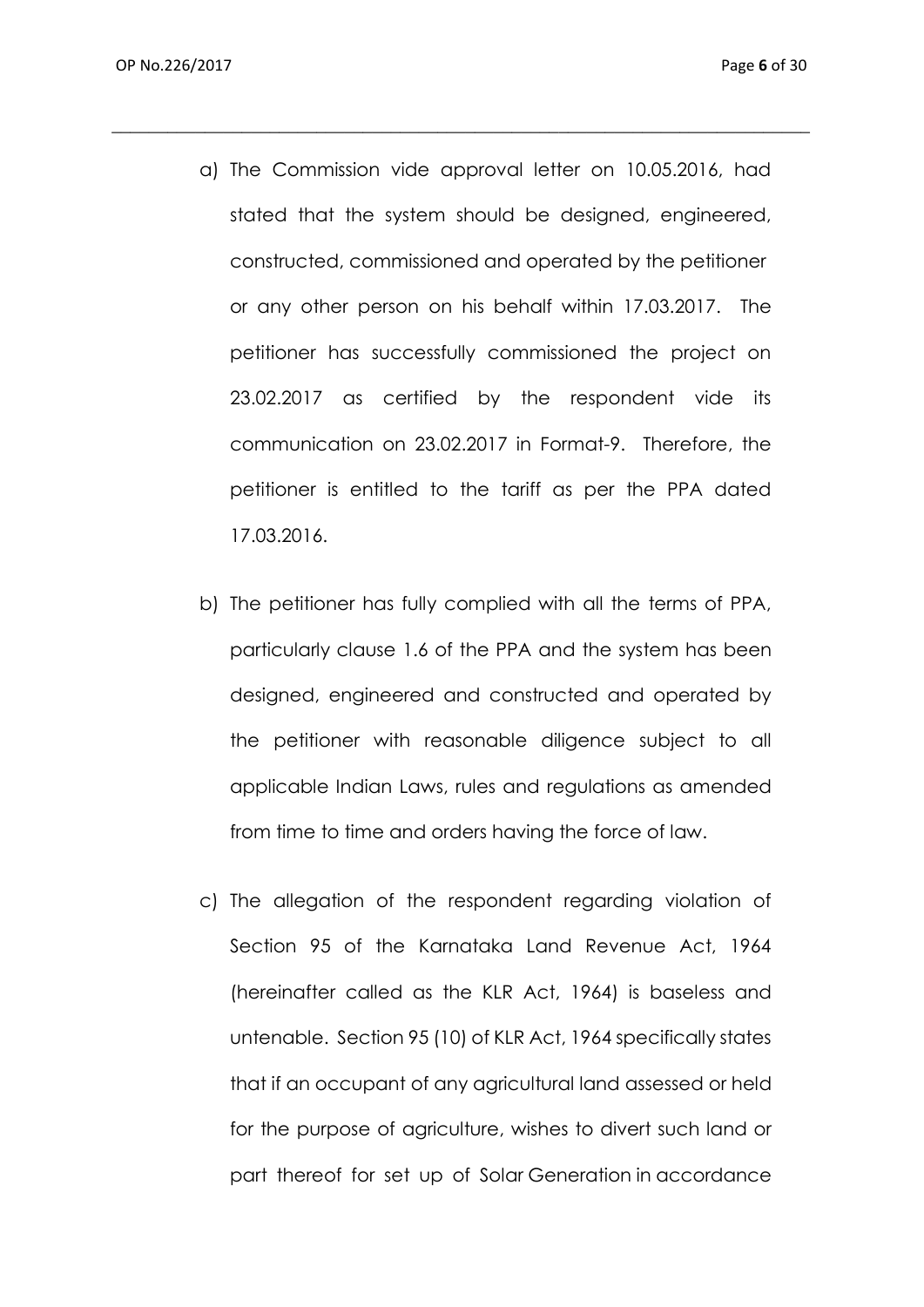a) The Commission vide approval letter on 10.05.2016, had stated that the system should be designed, engineered, constructed, commissioned and operated by the petitioner or any other person on his behalf within 17.03.2017. The petitioner has successfully commissioned the project on 23.02.2017 as certified by the respondent vide its communication on 23.02.2017 in Format-9. Therefore, the petitioner is entitled to the tariff as per the PPA dated 17.03.2016.

b) The petitioner has fully complied with all the terms of PPA, particularly clause 1.6 of the PPA and the system has been designed, engineered and constructed and operated by the petitioner with reasonable diligence subject to all applicable Indian Laws, rules and regulations as amended from time to time and orders having the force of law.

c) The allegation of the respondent regarding violation of Section 95 of the Karnataka Land Revenue Act, 1964 (hereinafter called as the KLR Act, 1964) is baseless and untenable. Section 95 (10) of KLR Act, 1964 specifically states that if an occupant of any agricultural land assessed or held for the purpose of agriculture, wishes to divert such land or part thereof for set up of Solar Generation in accordance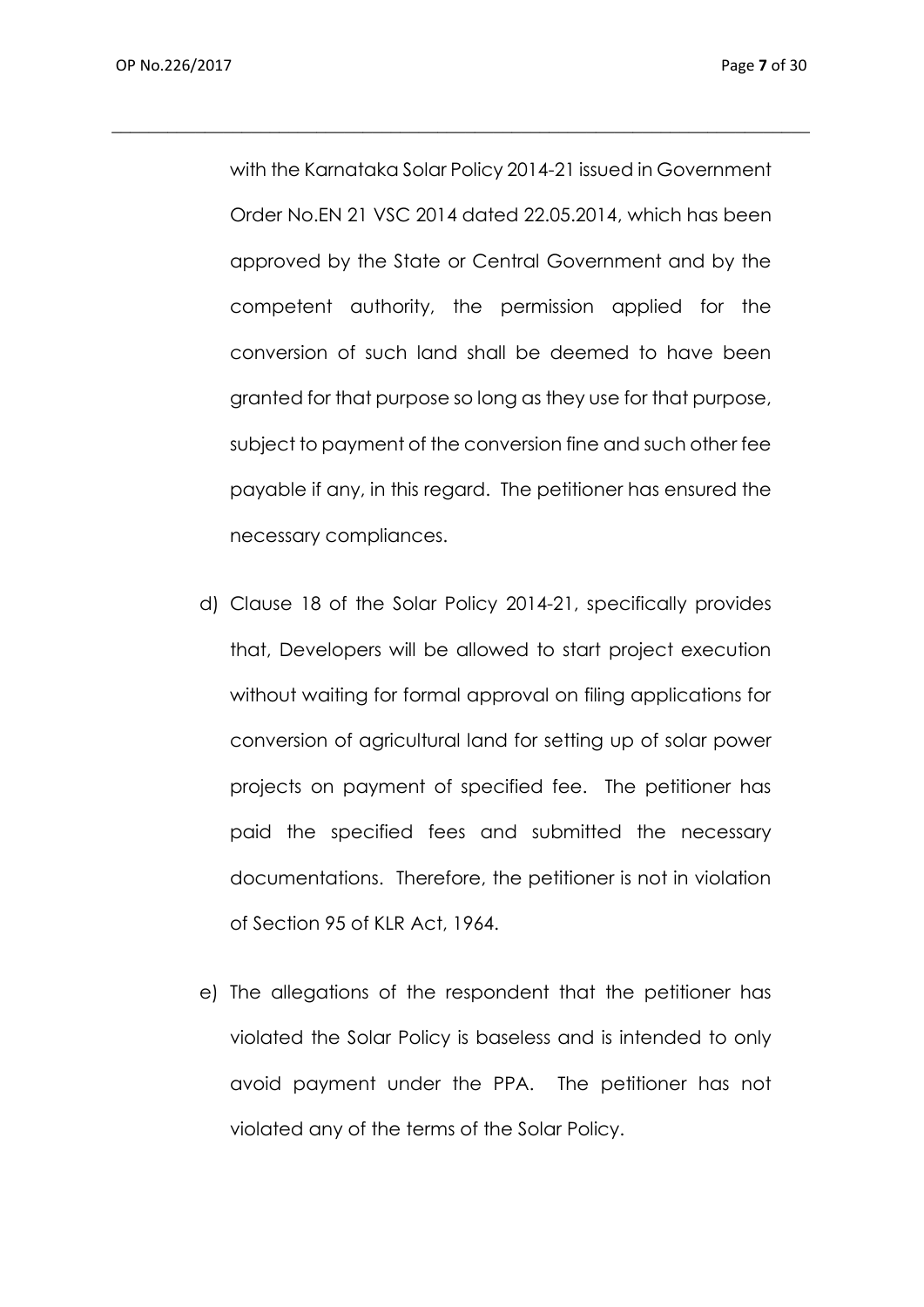with the Karnataka Solar Policy 2014-21 issued in Government Order No.EN 21 VSC 2014 dated 22.05.2014, which has been approved by the State or Central Government and by the competent authority, the permission applied for the conversion of such land shall be deemed to have been granted for that purpose so long as they use for that purpose, subject to payment of the conversion fine and such other fee payable if any, in this regard. The petitioner has ensured the necessary compliances.

d) Clause 18 of the Solar Policy 2014-21, specifically provides that, Developers will be allowed to start project execution without waiting for formal approval on filing applications for conversion of agricultural land for setting up of solar power projects on payment of specified fee. The petitioner has paid the specified fees and submitted the necessary documentations. Therefore, the petitioner is not in violation of Section 95 of KLR Act, 1964.

e) The allegations of the respondent that the petitioner has violated the Solar Policy is baseless and is intended to only avoid payment under the PPA. The petitioner has not violated any of the terms of the Solar Policy.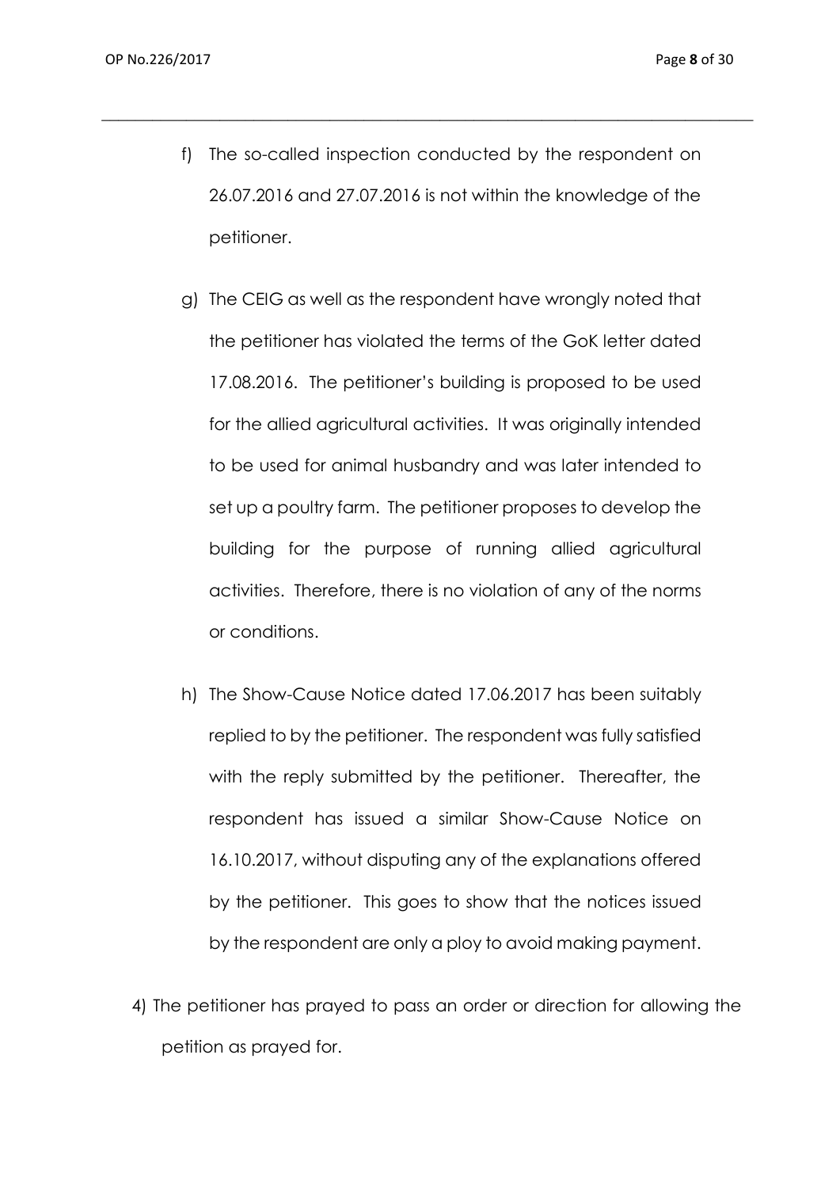f) The so-called inspection conducted by the respondent on 26.07.2016 and 27.07.2016 is not within the knowledge of the petitioner.

g) The CEIG as well as the respondent have wrongly noted that the petitioner has violated the terms of the GoK letter dated 17.08.2016. The petitioner's building is proposed to be used for the allied agricultural activities. It was originally intended to be used for animal husbandry and was later intended to set up a poultry farm. The petitioner proposes to develop the building for the purpose of running allied agricultural activities. Therefore, there is no violation of any of the norms or conditions.

h) The Show-Cause Notice dated 17.06.2017 has been suitably replied to by the petitioner. The respondent was fully satisfied with the reply submitted by the petitioner. Thereafter, the respondent has issued a similar Show-Cause Notice on 16.10.2017, without disputing any of the explanations offered by the petitioner. This goes to show that the notices issued by the respondent are only a ploy to avoid making payment.

4) The petitioner has prayed to pass an order or direction for allowing the petition as prayed for.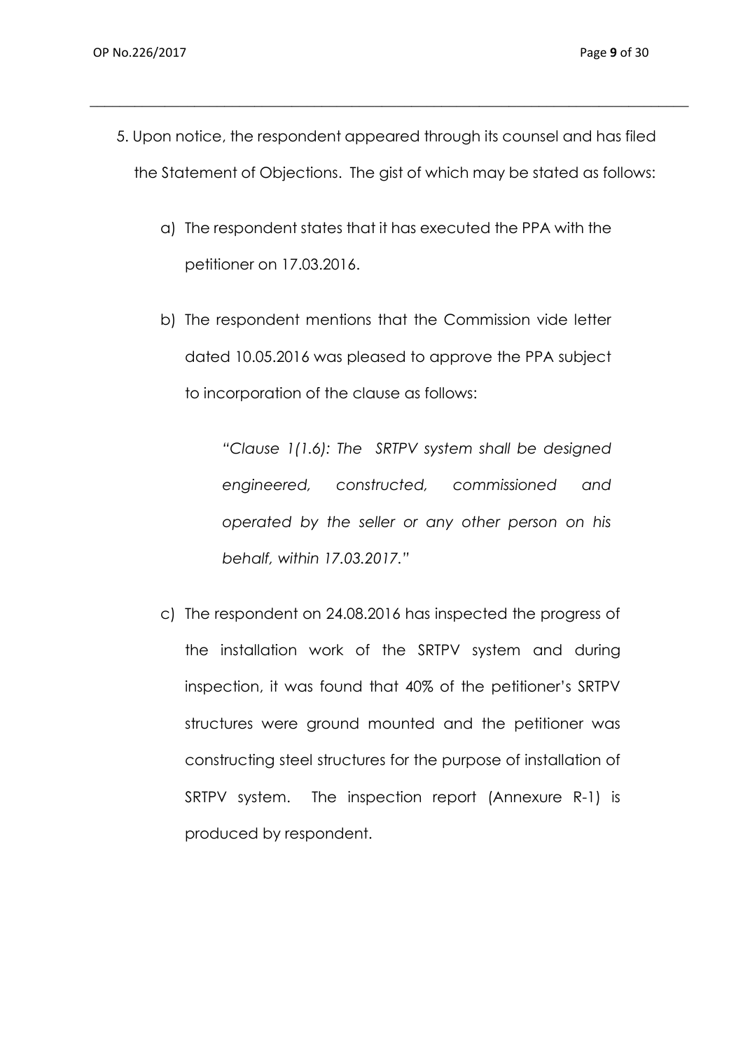5. Upon notice, the respondent appeared through its counsel and has filed the Statement of Objections. The gist of which may be stated as follows:

   a) The respondent states that it has executed the PPA with the petitioner on 17.03.2016.

   b) The respondent mentions that the Commission vide letter dated 10.05.2016 was pleased to approve the PPA subject to incorporation of the clause as follows:

      *"Clause 1(1.6): The SRTPV system shall be designed engineered, constructed, commissioned and operated by the seller or any other person on his behalf, within 17.03.2017."*

   c) The respondent on 24.08.2016 has inspected the progress of the installation work of the SRTPV system and during inspection, it was found that 40% of the petitioner's SRTPV structures were ground mounted and the petitioner was constructing steel structures for the purpose of installation of SRTPV system. The inspection report (Annexure R-1) is produced by respondent.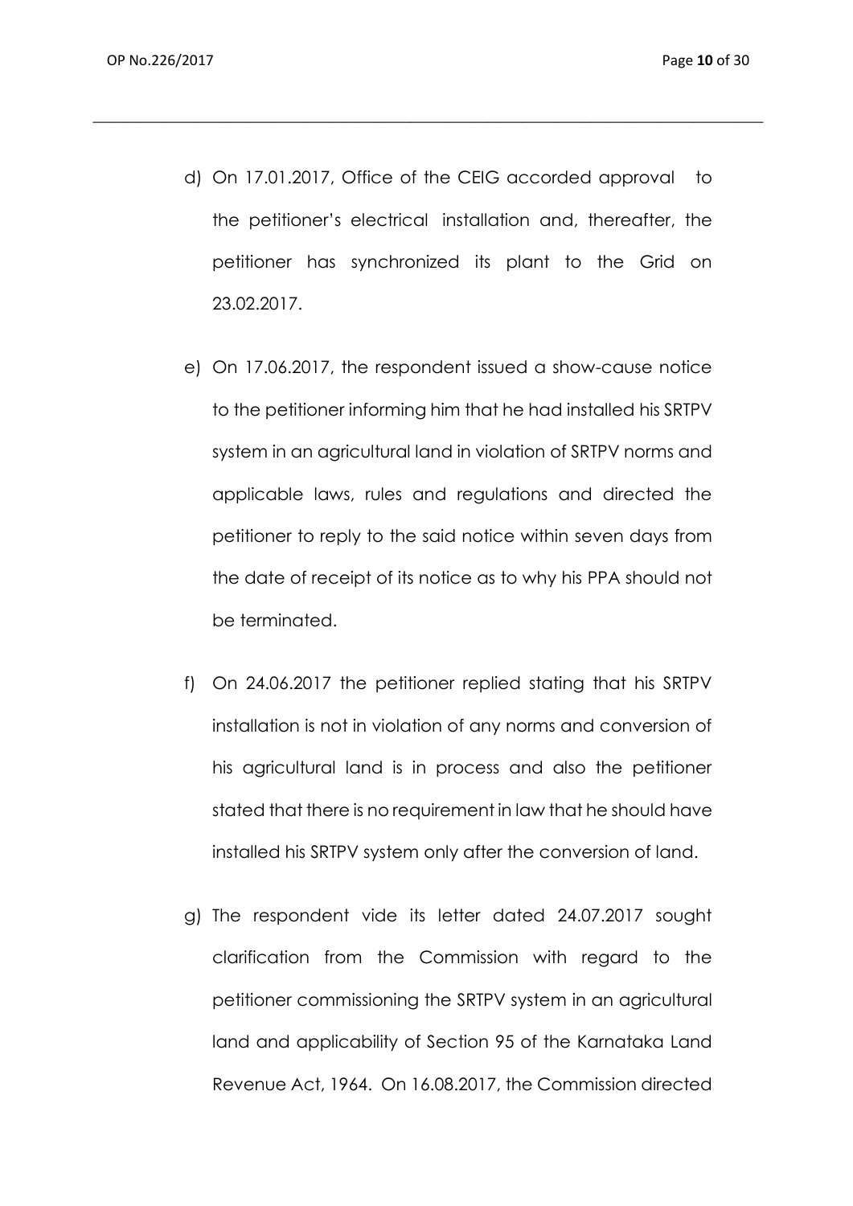d) On 17.01.2017, Office of the CEIG accorded approval to the petitioner's electrical installation and, thereafter, the petitioner has synchronized its plant to the Grid on 23.02.2017.

e) On 17.06.2017, the respondent issued a show-cause notice to the petitioner informing him that he had installed his SRTPV system in an agricultural land in violation of SRTPV norms and applicable laws, rules and regulations and directed the petitioner to reply to the said notice within seven days from the date of receipt of its notice as to why his PPA should not be terminated.

f) On 24.06.2017 the petitioner replied stating that his SRTPV installation is not in violation of any norms and conversion of his agricultural land is in process and also the petitioner stated that there is no requirement in law that he should have installed his SRTPV system only after the conversion of land.

g) The respondent vide its letter dated 24.07.2017 sought clarification from the Commission with regard to the petitioner commissioning the SRTPV system in an agricultural land and applicability of Section 95 of the Karnataka Land Revenue Act, 1964. On 16.08.2017, the Commission directed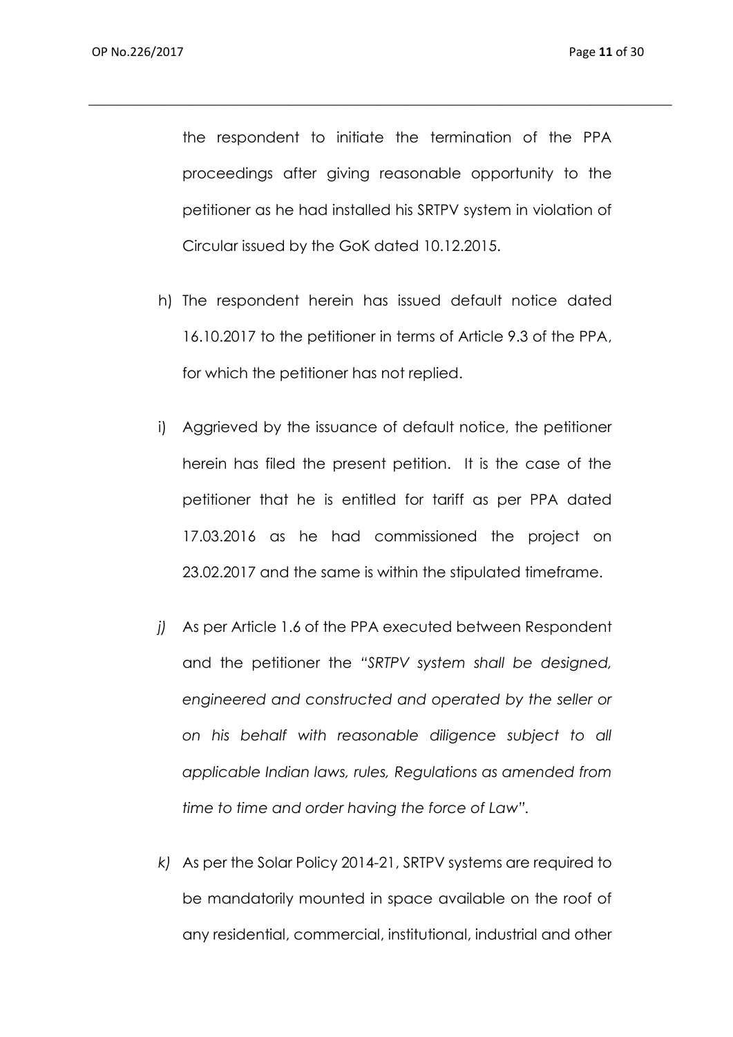the respondent to initiate the termination of the PPA proceedings after giving reasonable opportunity to the petitioner as he had installed his SRTPV system in violation of Circular issued by the GoK dated 10.12.2015.

h) The respondent herein has issued default notice dated 16.10.2017 to the petitioner in terms of Article 9.3 of the PPA, for which the petitioner has not replied.

i) Aggrieved by the issuance of default notice, the petitioner herein has filed the present petition. It is the case of the petitioner that he is entitled for tariff as per PPA dated 17.03.2016 as he had commissioned the project on 23.02.2017 and the same is within the stipulated timeframe.

*j)* As per Article 1.6 of the PPA executed between Respondent and the petitioner the *"SRTPV system shall be designed, engineered and constructed and operated by the seller or on his behalf with reasonable diligence subject to all applicable Indian laws, rules, Regulations as amended from time to time and order having the force of Law".*

*k)* As per the Solar Policy 2014-21, SRTPV systems are required to be mandatorily mounted in space available on the roof of any residential, commercial, institutional, industrial and other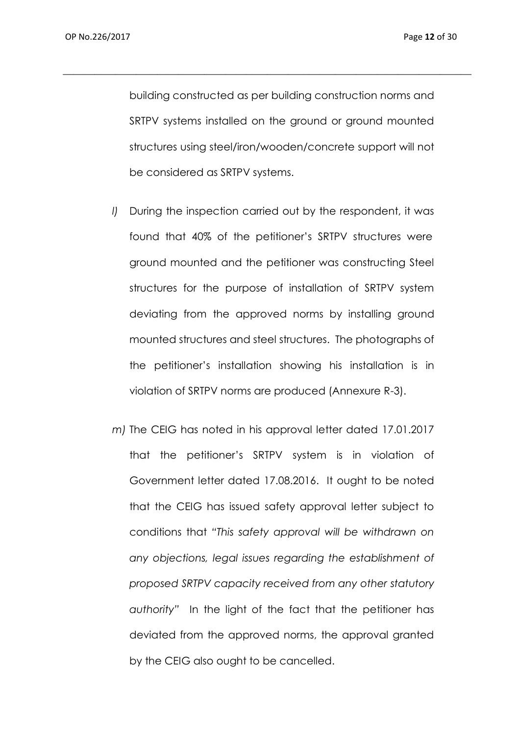building constructed as per building construction norms and SRTPV systems installed on the ground or ground mounted structures using steel/iron/wooden/concrete support will not be considered as SRTPV systems.

*l)* During the inspection carried out by the respondent, it was found that 40% of the petitioner's SRTPV structures were ground mounted and the petitioner was constructing Steel structures for the purpose of installation of SRTPV system deviating from the approved norms by installing ground mounted structures and steel structures. The photographs of the petitioner's installation showing his installation is in violation of SRTPV norms are produced (Annexure R-3).

*m)* The CEIG has noted in his approval letter dated 17.01.2017 that the petitioner's SRTPV system is in violation of Government letter dated 17.08.2016. It ought to be noted that the CEIG has issued safety approval letter subject to conditions that *"This safety approval will be withdrawn on any objections, legal issues regarding the establishment of proposed SRTPV capacity received from any other statutory authority"* In the light of the fact that the petitioner has deviated from the approved norms, the approval granted by the CEIG also ought to be cancelled.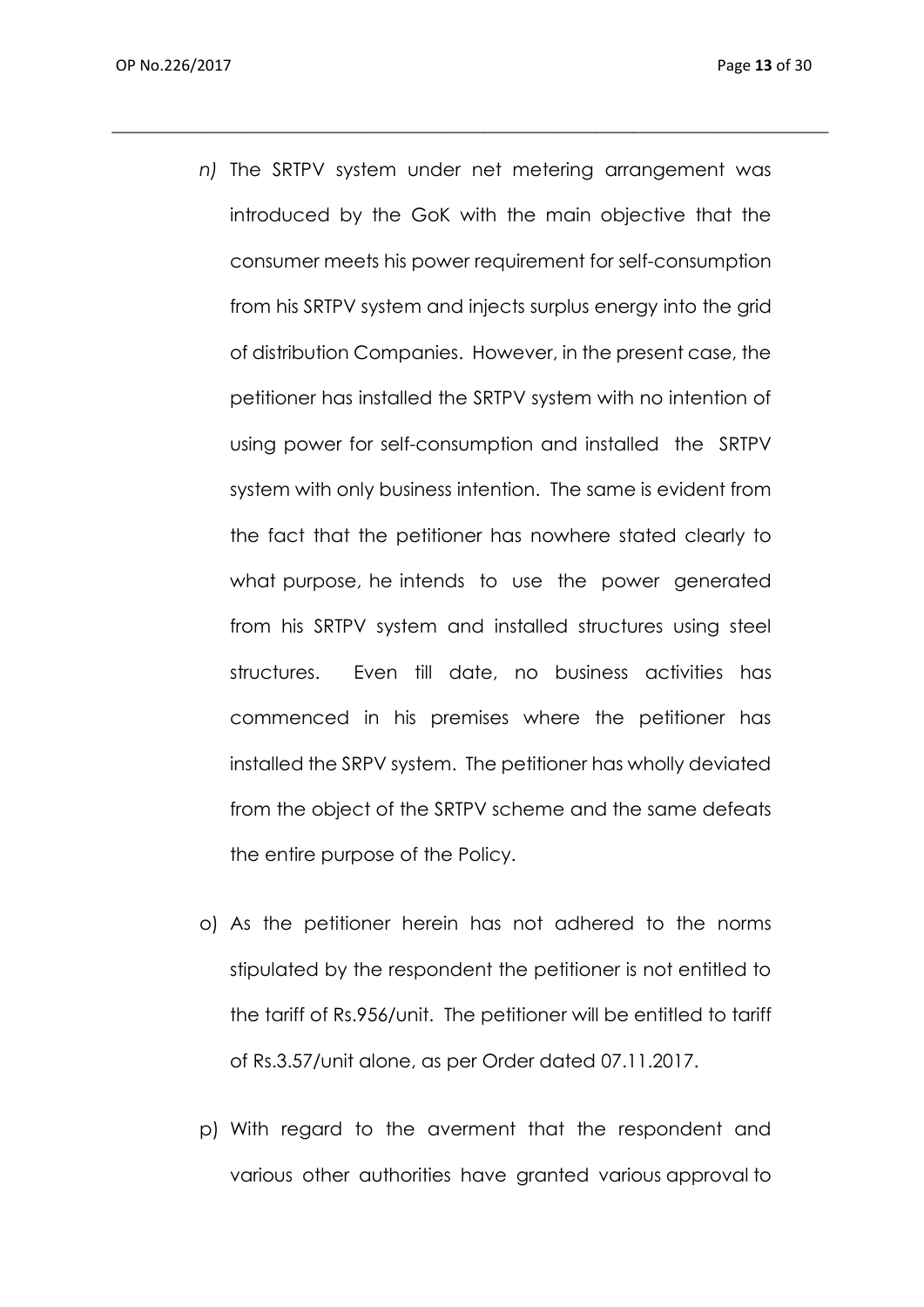n) The SRTPV system under net metering arrangement was introduced by the GoK with the main objective that the consumer meets his power requirement for self-consumption from his SRTPV system and injects surplus energy into the grid of distribution Companies. However, in the present case, the petitioner has installed the SRTPV system with no intention of using power for self-consumption and installed the SRTPV system with only business intention. The same is evident from the fact that the petitioner has nowhere stated clearly to what purpose, he intends to use the power generated from his SRTPV system and installed structures using steel structures. Even till date, no business activities has commenced in his premises where the petitioner has installed the SRPV system. The petitioner has wholly deviated from the object of the SRTPV scheme and the same defeats the entire purpose of the Policy.

o) As the petitioner herein has not adhered to the norms stipulated by the respondent the petitioner is not entitled to the tariff of Rs.956/unit. The petitioner will be entitled to tariff of Rs.3.57/unit alone, as per Order dated 07.11.2017.

p) With regard to the averment that the respondent and various other authorities have granted various approval to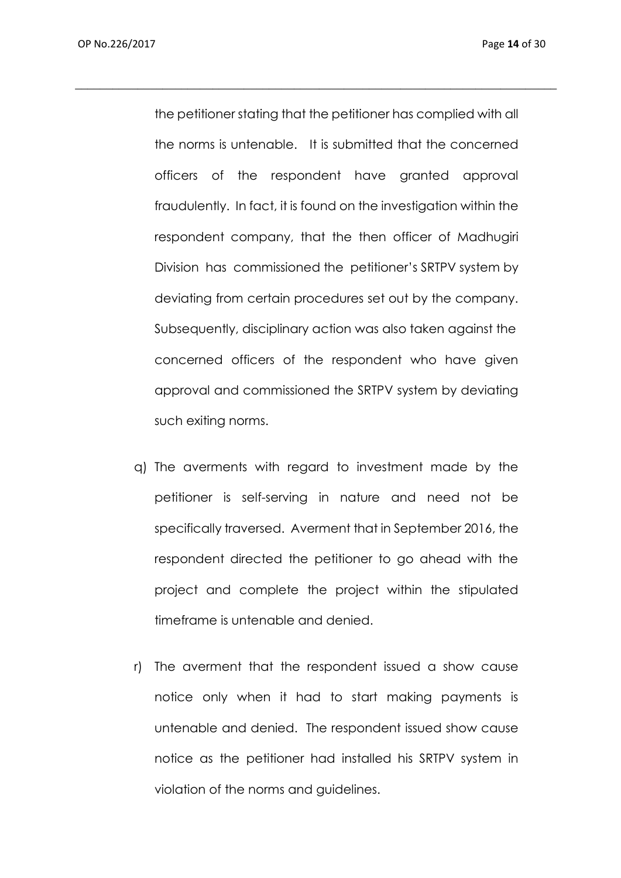the petitioner stating that the petitioner has complied with all the norms is untenable. It is submitted that the concerned officers of the respondent have granted approval fraudulently. In fact, it is found on the investigation within the respondent company, that the then officer of Madhugiri Division has commissioned the petitioner's SRTPV system by deviating from certain procedures set out by the company. Subsequently, disciplinary action was also taken against the concerned officers of the respondent who have given approval and commissioned the SRTPV system by deviating such exiting norms.

q) The averments with regard to investment made by the petitioner is self-serving in nature and need not be specifically traversed. Averment that in September 2016, the respondent directed the petitioner to go ahead with the project and complete the project within the stipulated timeframe is untenable and denied.

r) The averment that the respondent issued a show cause notice only when it had to start making payments is untenable and denied. The respondent issued show cause notice as the petitioner had installed his SRTPV system in violation of the norms and guidelines.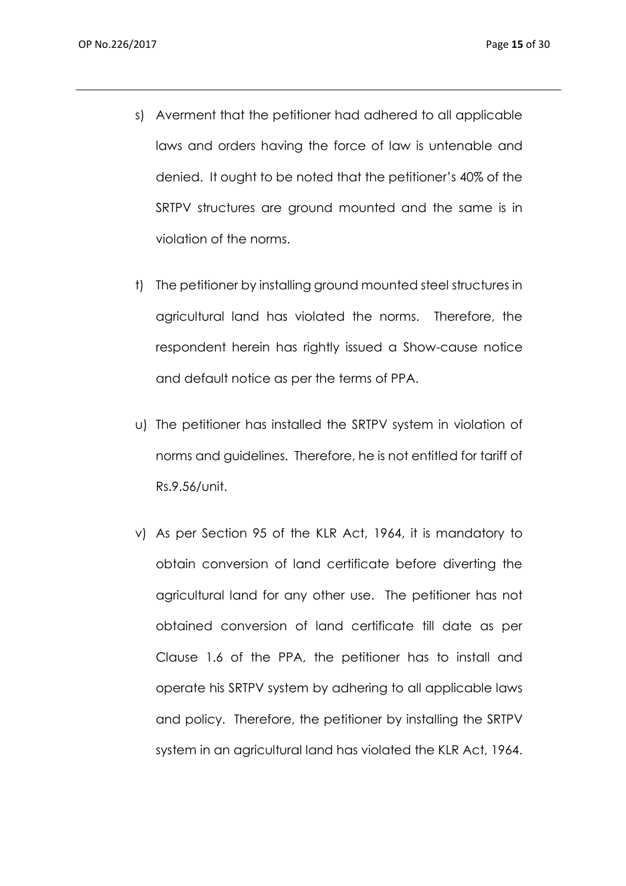s) Averment that the petitioner had adhered to all applicable laws and orders having the force of law is untenable and denied. It ought to be noted that the petitioner's 40% of the SRTPV structures are ground mounted and the same is in violation of the norms.

t) The petitioner by installing ground mounted steel structures in agricultural land has violated the norms. Therefore, the respondent herein has rightly issued a Show-cause notice and default notice as per the terms of PPA.

u) The petitioner has installed the SRTPV system in violation of norms and guidelines. Therefore, he is not entitled for tariff of Rs.9.56/unit.

v) As per Section 95 of the KLR Act, 1964, it is mandatory to obtain conversion of land certificate before diverting the agricultural land for any other use. The petitioner has not obtained conversion of land certificate till date as per Clause 1.6 of the PPA, the petitioner has to install and operate his SRTPV system by adhering to all applicable laws and policy. Therefore, the petitioner by installing the SRTPV system in an agricultural land has violated the KLR Act, 1964.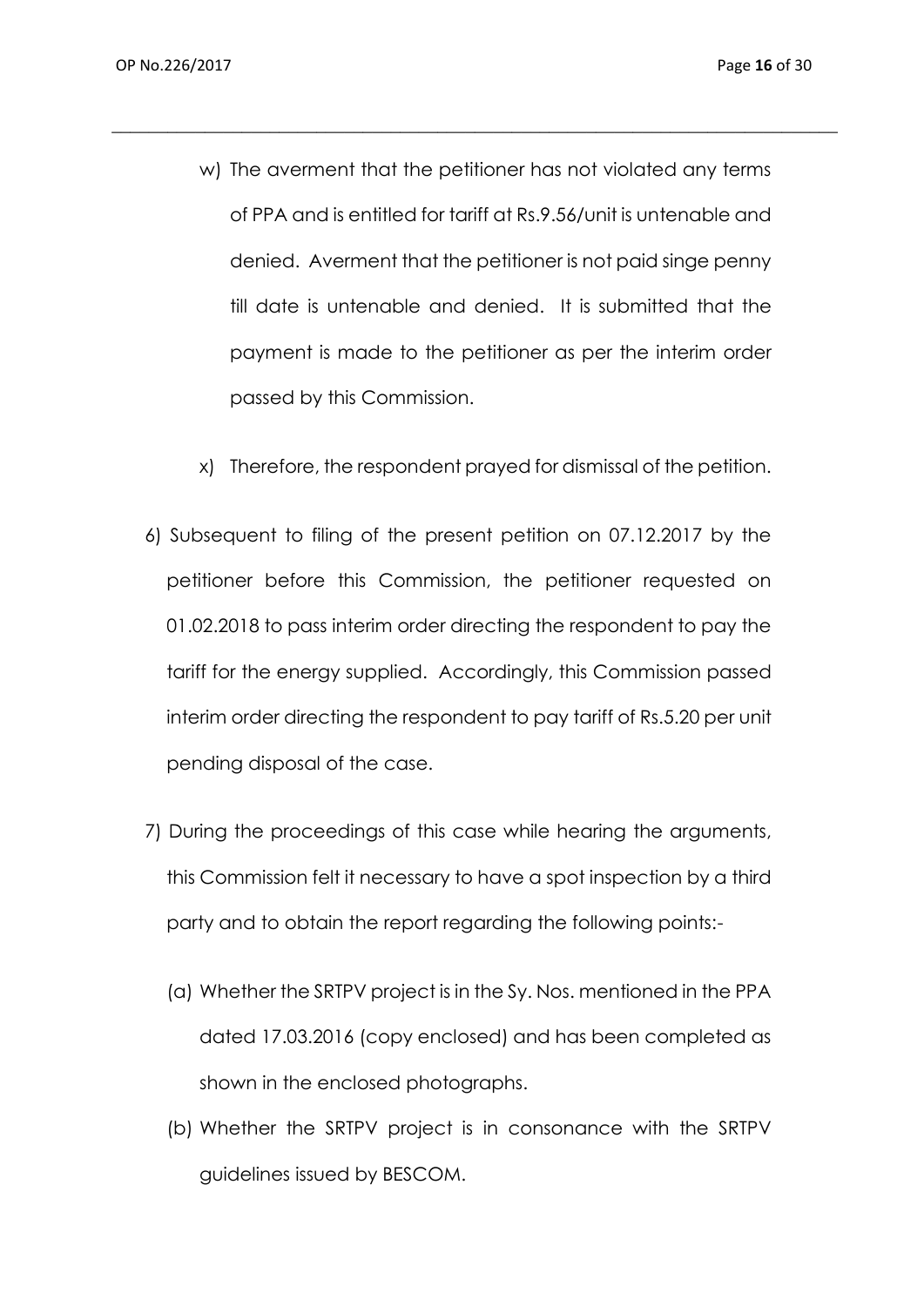w) The averment that the petitioner has not violated any terms of PPA and is entitled for tariff at Rs.9.56/unit is untenable and denied. Averment that the petitioner is not paid singe penny till date is untenable and denied. It is submitted that the payment is made to the petitioner as per the interim order passed by this Commission.

x) Therefore, the respondent prayed for dismissal of the petition.

6) Subsequent to filing of the present petition on 07.12.2017 by the petitioner before this Commission, the petitioner requested on 01.02.2018 to pass interim order directing the respondent to pay the tariff for the energy supplied. Accordingly, this Commission passed interim order directing the respondent to pay tariff of Rs.5.20 per unit pending disposal of the case.

7) During the proceedings of this case while hearing the arguments, this Commission felt it necessary to have a spot inspection by a third party and to obtain the report regarding the following points:-

(a) Whether the SRTPV project is in the Sy. Nos. mentioned in the PPA dated 17.03.2016 (copy enclosed) and has been completed as shown in the enclosed photographs.

(b) Whether the SRTPV project is in consonance with the SRTPV guidelines issued by BESCOM.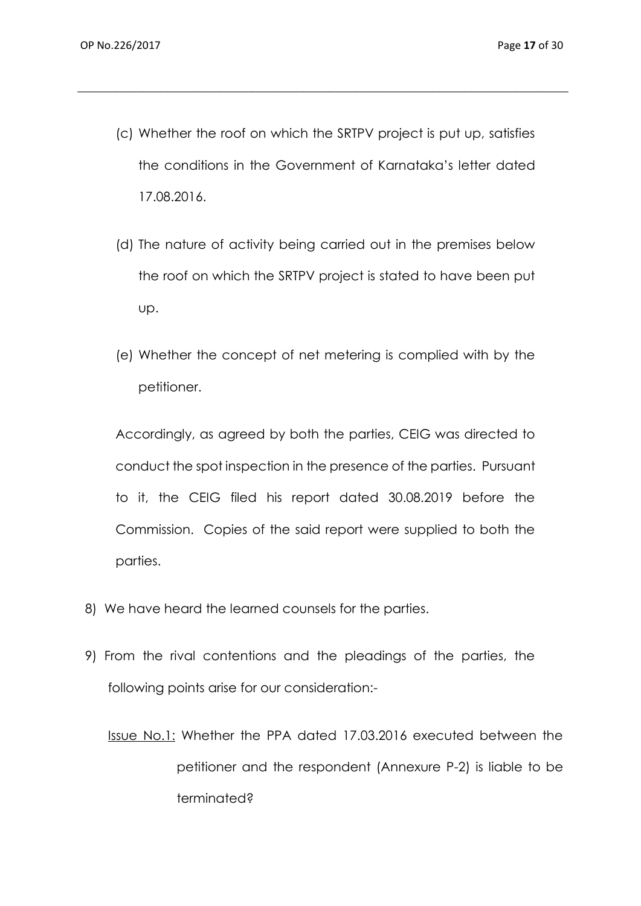(c) Whether the roof on which the SRTPV project is put up, satisfies the conditions in the Government of Karnataka's letter dated 17.08.2016.

(d) The nature of activity being carried out in the premises below the roof on which the SRTPV project is stated to have been put up.

(e) Whether the concept of net metering is complied with by the petitioner.

Accordingly, as agreed by both the parties, CEIG was directed to conduct the spot inspection in the presence of the parties. Pursuant to it, the CEIG filed his report dated 30.08.2019 before the Commission. Copies of the said report were supplied to both the parties.

8) We have heard the learned counsels for the parties.

9) From the rival contentions and the pleadings of the parties, the following points arise for our consideration:-

<u>Issue No.1:</u> Whether the PPA dated 17.03.2016 executed between the petitioner and the respondent (Annexure P-2) is liable to be terminated?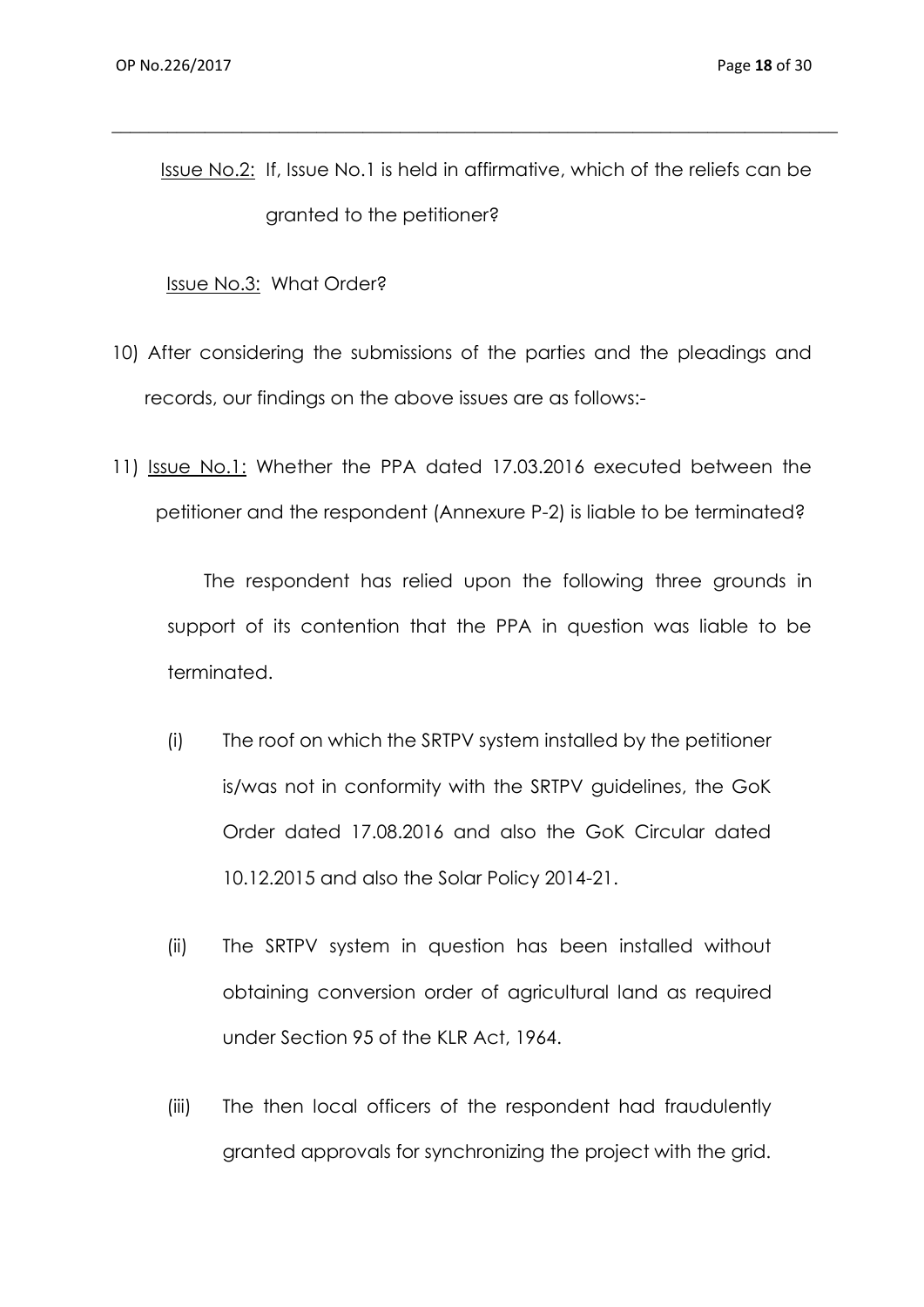Issue No.2: If, Issue No.1 is held in affirmative, which of the reliefs can be granted to the petitioner?

Issue No.3: What Order?

10) After considering the submissions of the parties and the pleadings and records, our findings on the above issues are as follows:-

11) Issue No.1: Whether the PPA dated 17.03.2016 executed between the petitioner and the respondent (Annexure P-2) is liable to be terminated?

The respondent has relied upon the following three grounds in support of its contention that the PPA in question was liable to be terminated.

(i) The roof on which the SRTPV system installed by the petitioner is/was not in conformity with the SRTPV guidelines, the GoK Order dated 17.08.2016 and also the GoK Circular dated 10.12.2015 and also the Solar Policy 2014-21.

(ii) The SRTPV system in question has been installed without obtaining conversion order of agricultural land as required under Section 95 of the KLR Act, 1964.

(iii) The then local officers of the respondent had fraudulently granted approvals for synchronizing the project with the grid.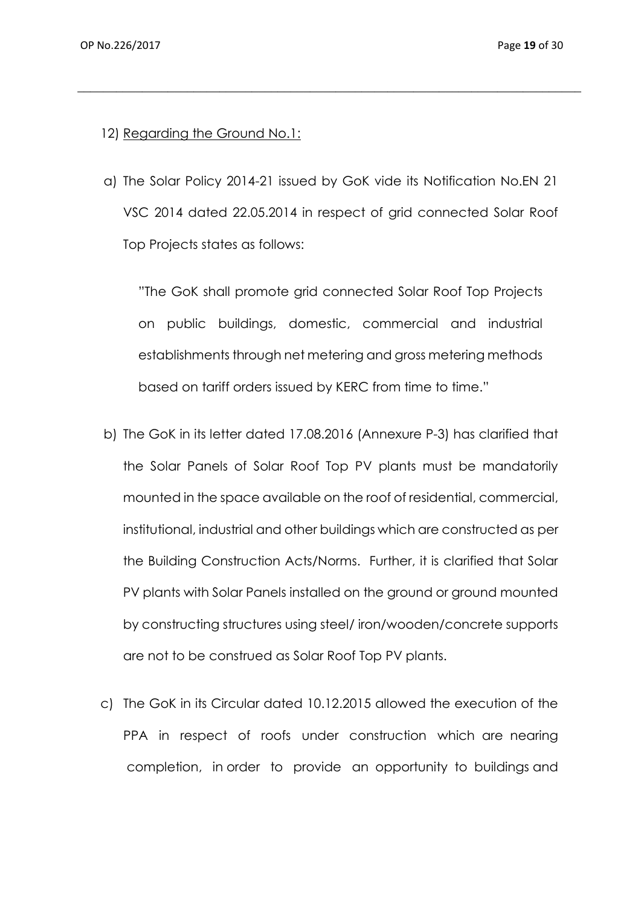12) <u>Regarding the Ground No.1:</u>

a) The Solar Policy 2014-21 issued by GoK vide its Notification No.EN 21 VSC 2014 dated 22.05.2014 in respect of grid connected Solar Roof Top Projects states as follows:

> "The GoK shall promote grid connected Solar Roof Top Projects on public buildings, domestic, commercial and industrial establishments through net metering and gross metering methods based on tariff orders issued by KERC from time to time."

b) The GoK in its letter dated 17.08.2016 (Annexure P-3) has clarified that the Solar Panels of Solar Roof Top PV plants must be mandatorily mounted in the space available on the roof of residential, commercial, institutional, industrial and other buildings which are constructed as per the Building Construction Acts/Norms. Further, it is clarified that Solar PV plants with Solar Panels installed on the ground or ground mounted by constructing structures using steel/ iron/wooden/concrete supports are not to be construed as Solar Roof Top PV plants.

c) The GoK in its Circular dated 10.12.2015 allowed the execution of the PPA in respect of roofs under construction which are nearing completion, in order to provide an opportunity to buildings and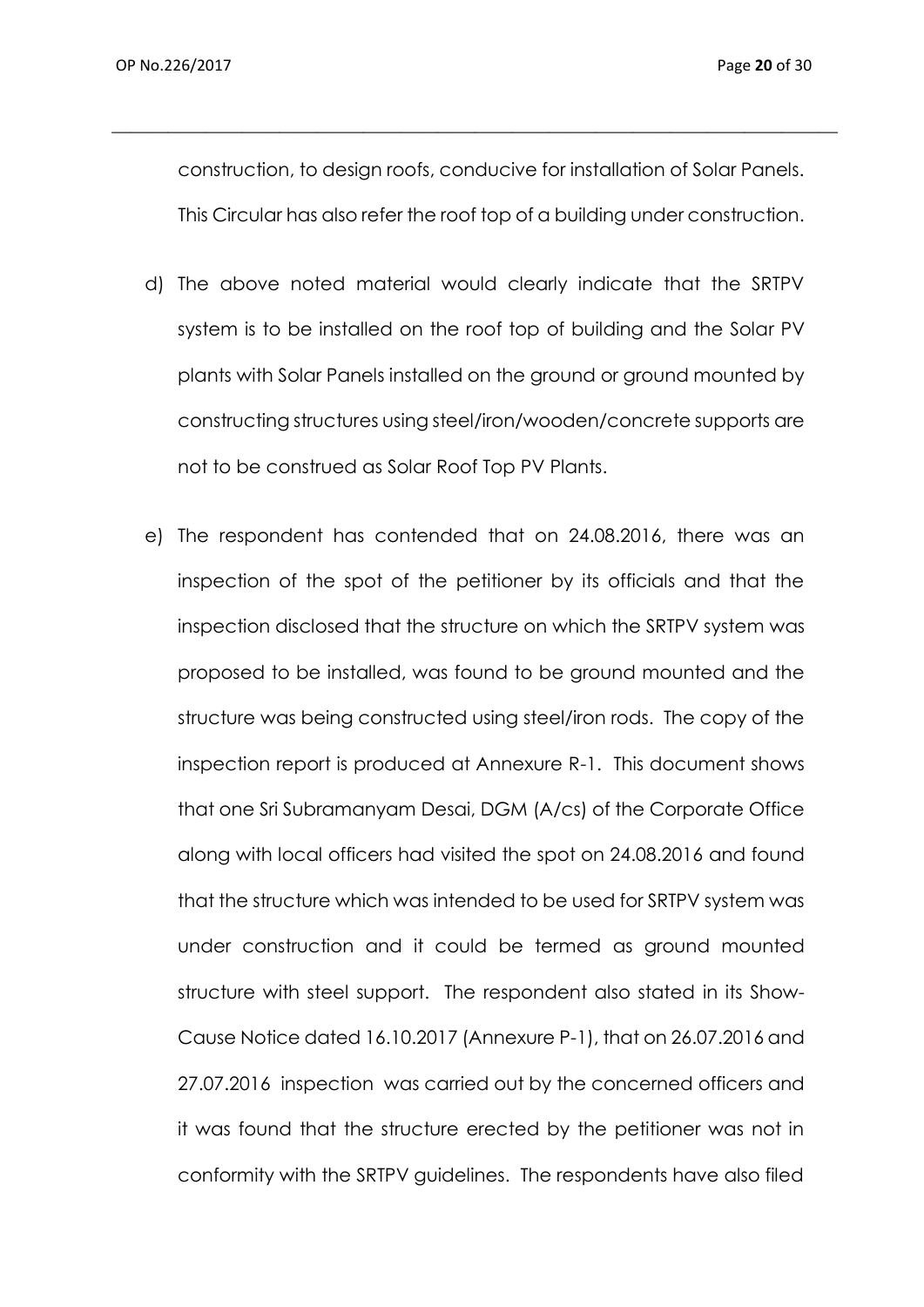construction, to design roofs, conducive for installation of Solar Panels. This Circular has also refer the roof top of a building under construction.

d) The above noted material would clearly indicate that the SRTPV system is to be installed on the roof top of building and the Solar PV plants with Solar Panels installed on the ground or ground mounted by constructing structures using steel/iron/wooden/concrete supports are not to be construed as Solar Roof Top PV Plants.

e) The respondent has contended that on 24.08.2016, there was an inspection of the spot of the petitioner by its officials and that the inspection disclosed that the structure on which the SRTPV system was proposed to be installed, was found to be ground mounted and the structure was being constructed using steel/iron rods. The copy of the inspection report is produced at Annexure R-1. This document shows that one Sri Subramanyam Desai, DGM (A/cs) of the Corporate Office along with local officers had visited the spot on 24.08.2016 and found that the structure which was intended to be used for SRTPV system was under construction and it could be termed as ground mounted structure with steel support. The respondent also stated in its Show-Cause Notice dated 16.10.2017 (Annexure P-1), that on 26.07.2016 and 27.07.2016 inspection was carried out by the concerned officers and it was found that the structure erected by the petitioner was not in conformity with the SRTPV guidelines. The respondents have also filed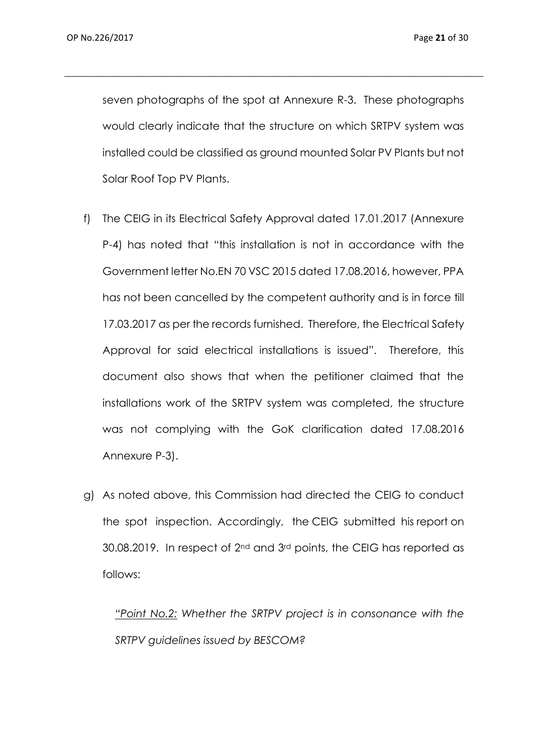seven photographs of the spot at Annexure R-3. These photographs would clearly indicate that the structure on which SRTPV system was installed could be classified as ground mounted Solar PV Plants but not Solar Roof Top PV Plants.

f) The CEIG in its Electrical Safety Approval dated 17.01.2017 (Annexure P-4) has noted that "this installation is not in accordance with the Government letter No.EN 70 VSC 2015 dated 17.08.2016, however, PPA has not been cancelled by the competent authority and is in force till 17.03.2017 as per the records furnished. Therefore, the Electrical Safety Approval for said electrical installations is issued". Therefore, this document also shows that when the petitioner claimed that the installations work of the SRTPV system was completed, the structure was not complying with the GoK clarification dated 17.08.2016 Annexure P-3).

g) As noted above, this Commission had directed the CEIG to conduct the spot inspection. Accordingly, the CEIG submitted his report on 30.08.2019. In respect of 2nd and 3rd points, the CEIG has reported as follows:

*"Point No.2: Whether the SRTPV project is in consonance with the SRTPV guidelines issued by BESCOM?*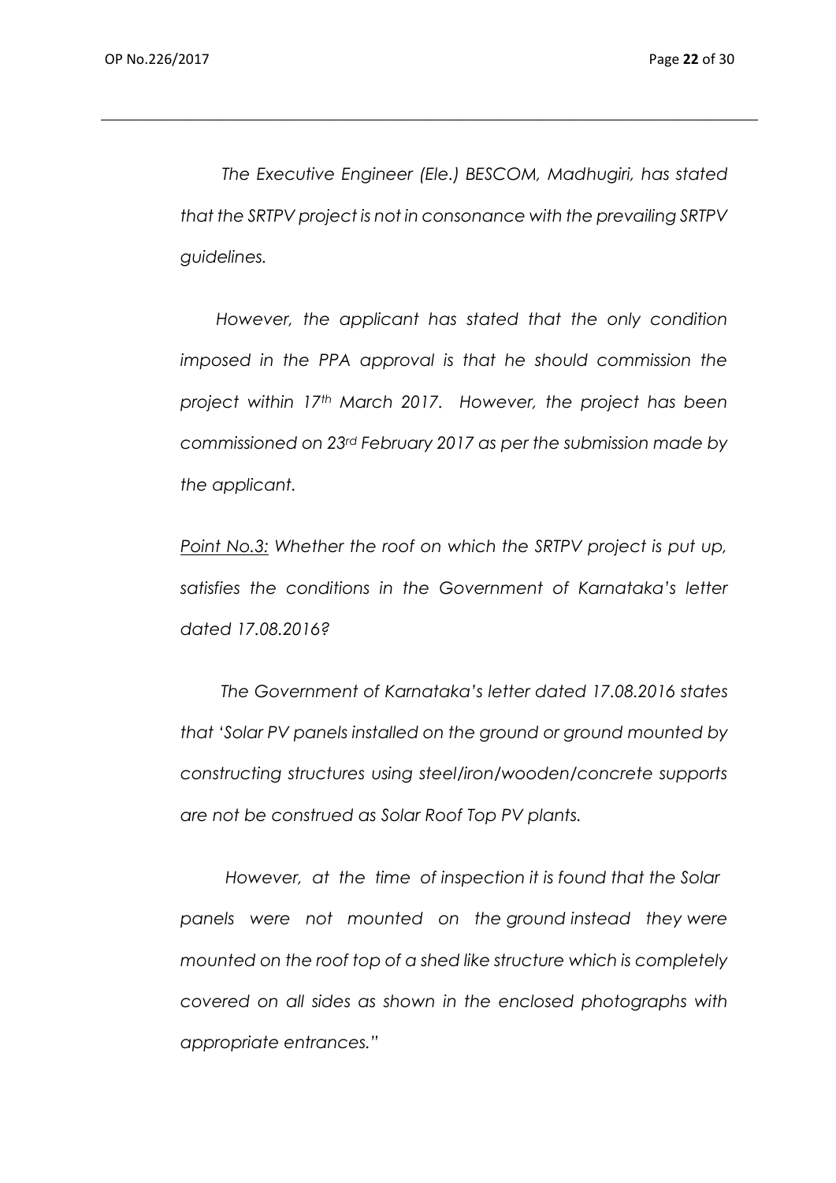*The Executive Engineer (Ele.) BESCOM, Madhugiri, has stated that the SRTPV project is not in consonance with the prevailing SRTPV guidelines.*

*However, the applicant has stated that the only condition imposed in the PPA approval is that he should commission the project within 17th March 2017. However, the project has been commissioned on 23rd February 2017 as per the submission made by the applicant.*

*Point No.3: Whether the roof on which the SRTPV project is put up, satisfies the conditions in the Government of Karnataka's letter dated 17.08.2016?*

*The Government of Karnataka's letter dated 17.08.2016 states that 'Solar PV panels installed on the ground or ground mounted by constructing structures using steel/iron/wooden/concrete supports are not be construed as Solar Roof Top PV plants.*

*However, at the time of inspection it is found that the Solar panels were not mounted on the ground instead they were mounted on the roof top of a shed like structure which is completely covered on all sides as shown in the enclosed photographs with appropriate entrances."*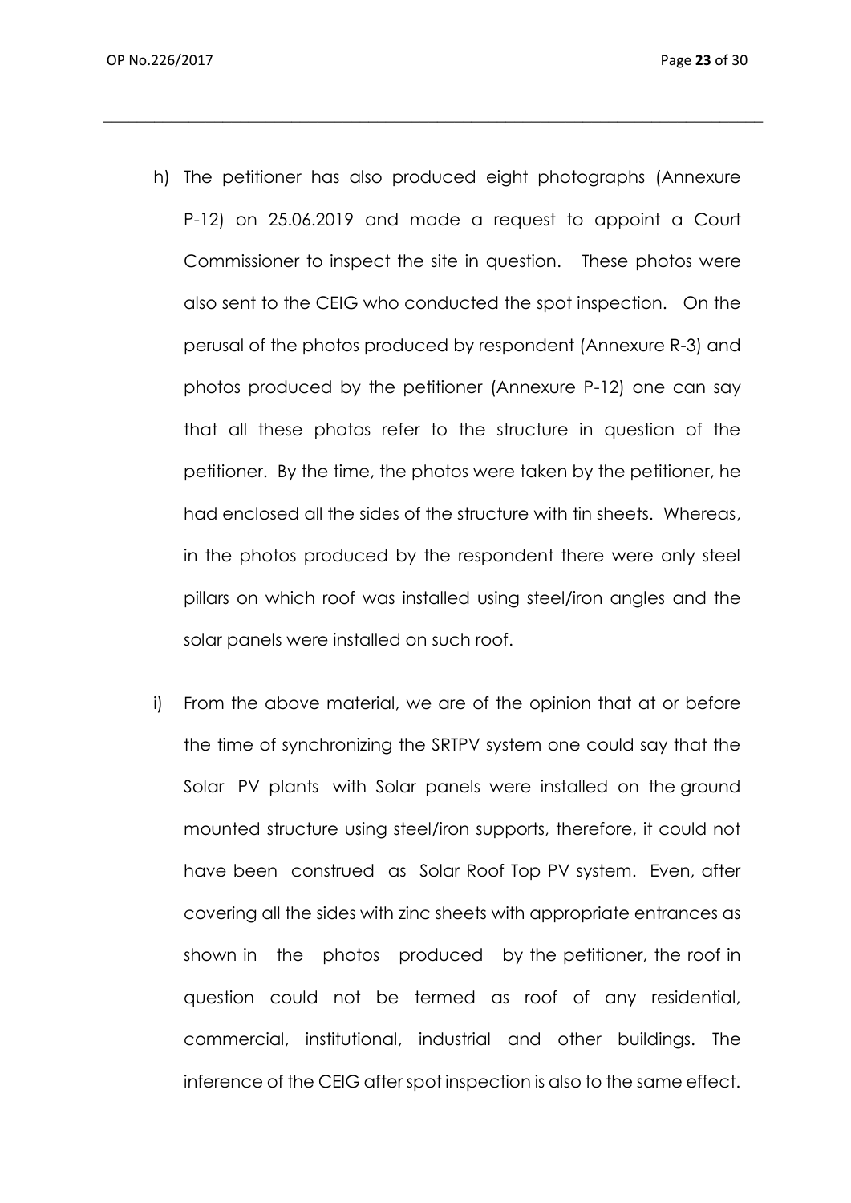h) The petitioner has also produced eight photographs (Annexure P-12) on 25.06.2019 and made a request to appoint a Court Commissioner to inspect the site in question. These photos were also sent to the CEIG who conducted the spot inspection. On the perusal of the photos produced by respondent (Annexure R-3) and photos produced by the petitioner (Annexure P-12) one can say that all these photos refer to the structure in question of the petitioner. By the time, the photos were taken by the petitioner, he had enclosed all the sides of the structure with tin sheets. Whereas, in the photos produced by the respondent there were only steel pillars on which roof was installed using steel/iron angles and the solar panels were installed on such roof.

i) From the above material, we are of the opinion that at or before the time of synchronizing the SRTPV system one could say that the Solar PV plants with Solar panels were installed on the ground mounted structure using steel/iron supports, therefore, it could not have been construed as Solar Roof Top PV system. Even, after covering all the sides with zinc sheets with appropriate entrances as shown in the photos produced by the petitioner, the roof in question could not be termed as roof of any residential, commercial, institutional, industrial and other buildings. The inference of the CEIG after spot inspection is also to the same effect.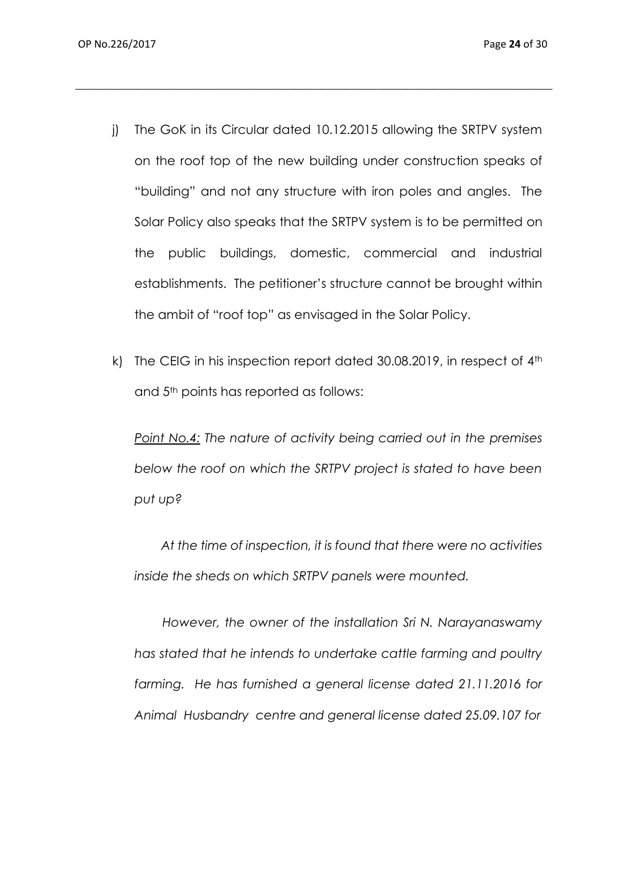j) The GoK in its Circular dated 10.12.2015 allowing the SRTPV system on the roof top of the new building under construction speaks of "building" and not any structure with iron poles and angles. The Solar Policy also speaks that the SRTPV system is to be permitted on the public buildings, domestic, commercial and industrial establishments. The petitioner's structure cannot be brought within the ambit of "roof top" as envisaged in the Solar Policy.

k) The CEIG in his inspection report dated 30.08.2019, in respect of 4th and 5th points has reported as follows:

*Point No.4: The nature of activity being carried out in the premises below the roof on which the SRTPV project is stated to have been put up?*

*At the time of inspection, it is found that there were no activities inside the sheds on which SRTPV panels were mounted.*

*However, the owner of the installation Sri N. Narayanaswamy has stated that he intends to undertake cattle farming and poultry farming. He has furnished a general license dated 21.11.2016 for Animal Husbandry centre and general license dated 25.09.107 for*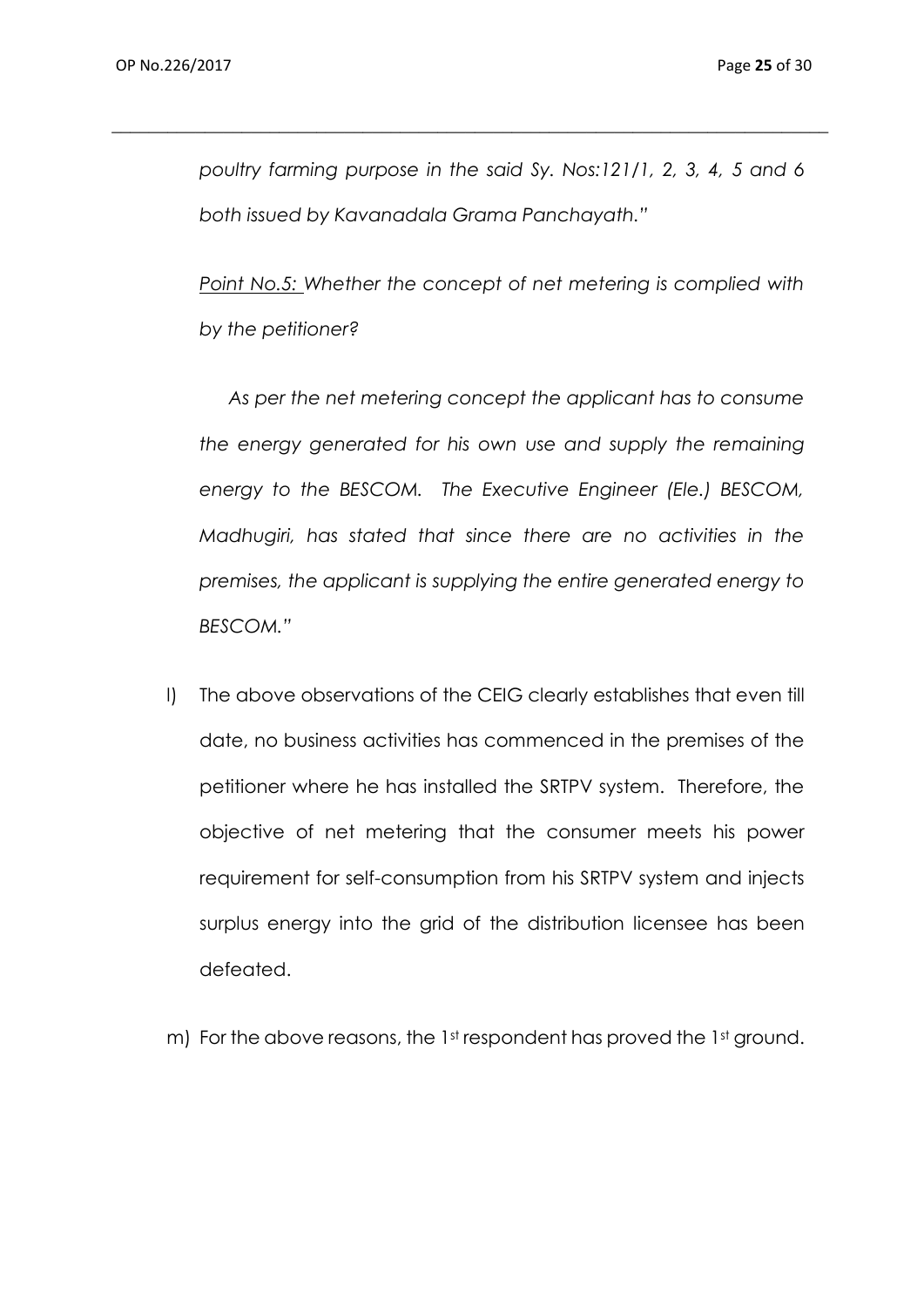*poultry farming purpose in the said Sy. Nos:121/1, 2, 3, 4, 5 and 6 both issued by Kavanadala Grama Panchayath."*

*<u>Point No.5:</u> Whether the concept of net metering is complied with by the petitioner?*

*As per the net metering concept the applicant has to consume the energy generated for his own use and supply the remaining energy to the BESCOM. The Executive Engineer (Ele.) BESCOM, Madhugiri, has stated that since there are no activities in the premises, the applicant is supplying the entire generated energy to BESCOM."*

l) The above observations of the CEIG clearly establishes that even till date, no business activities has commenced in the premises of the petitioner where he has installed the SRTPV system. Therefore, the objective of net metering that the consumer meets his power requirement for self-consumption from his SRTPV system and injects surplus energy into the grid of the distribution licensee has been defeated.

m) For the above reasons, the 1st respondent has proved the 1st ground.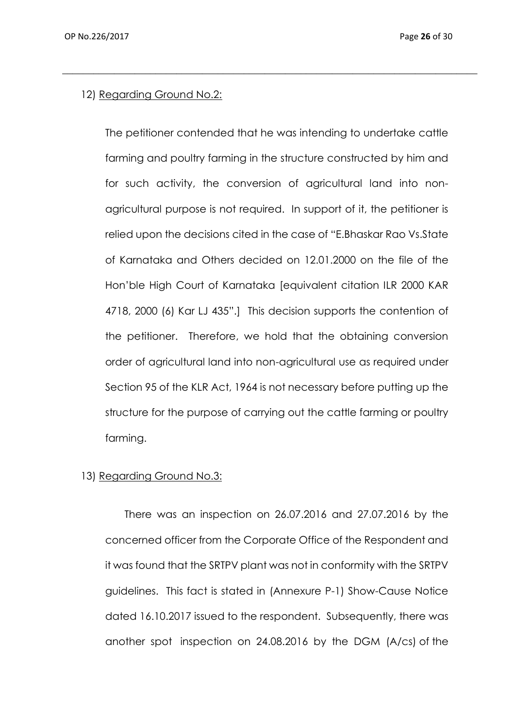12) <u>Regarding Ground No.2:</u>

The petitioner contended that he was intending to undertake cattle farming and poultry farming in the structure constructed by him and for such activity, the conversion of agricultural land into non-agricultural purpose is not required. In support of it, the petitioner is relied upon the decisions cited in the case of "E.Bhaskar Rao Vs.State of Karnataka and Others decided on 12.01.2000 on the file of the Hon'ble High Court of Karnataka [equivalent citation ILR 2000 KAR 4718, 2000 (6) Kar LJ 435".] This decision supports the contention of the petitioner. Therefore, we hold that the obtaining conversion order of agricultural land into non-agricultural use as required under Section 95 of the KLR Act, 1964 is not necessary before putting up the structure for the purpose of carrying out the cattle farming or poultry farming.

13) <u>Regarding Ground No.3:</u>

There was an inspection on 26.07.2016 and 27.07.2016 by the concerned officer from the Corporate Office of the Respondent and it was found that the SRTPV plant was not in conformity with the SRTPV guidelines. This fact is stated in (Annexure P-1) Show-Cause Notice dated 16.10.2017 issued to the respondent. Subsequently, there was another spot inspection on 24.08.2016 by the DGM (A/cs) of the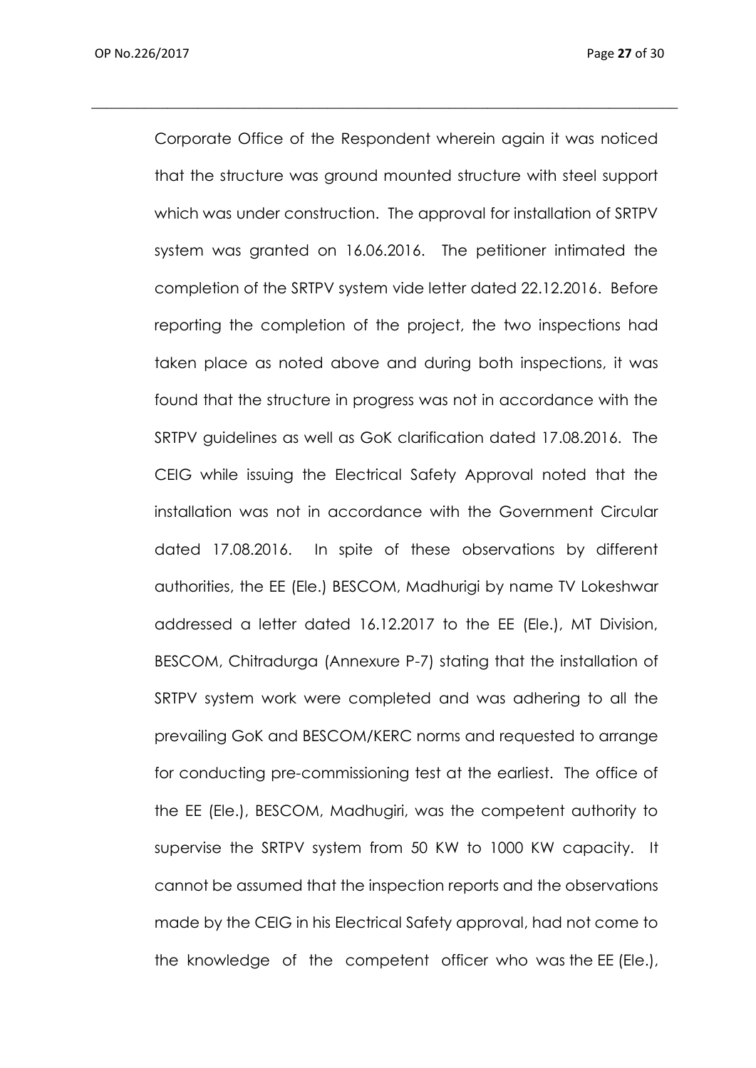Corporate Office of the Respondent wherein again it was noticed that the structure was ground mounted structure with steel support which was under construction. The approval for installation of SRTPV system was granted on 16.06.2016. The petitioner intimated the completion of the SRTPV system vide letter dated 22.12.2016. Before reporting the completion of the project, the two inspections had taken place as noted above and during both inspections, it was found that the structure in progress was not in accordance with the SRTPV guidelines as well as GoK clarification dated 17.08.2016. The CEIG while issuing the Electrical Safety Approval noted that the installation was not in accordance with the Government Circular dated 17.08.2016. In spite of these observations by different authorities, the EE (Ele.) BESCOM, Madhurigi by name TV Lokeshwar addressed a letter dated 16.12.2017 to the EE (Ele.), MT Division, BESCOM, Chitradurga (Annexure P-7) stating that the installation of SRTPV system work were completed and was adhering to all the prevailing GoK and BESCOM/KERC norms and requested to arrange for conducting pre-commissioning test at the earliest. The office of the EE (Ele.), BESCOM, Madhugiri, was the competent authority to supervise the SRTPV system from 50 KW to 1000 KW capacity. It cannot be assumed that the inspection reports and the observations made by the CEIG in his Electrical Safety approval, had not come to the knowledge of the competent officer who was the EE (Ele.),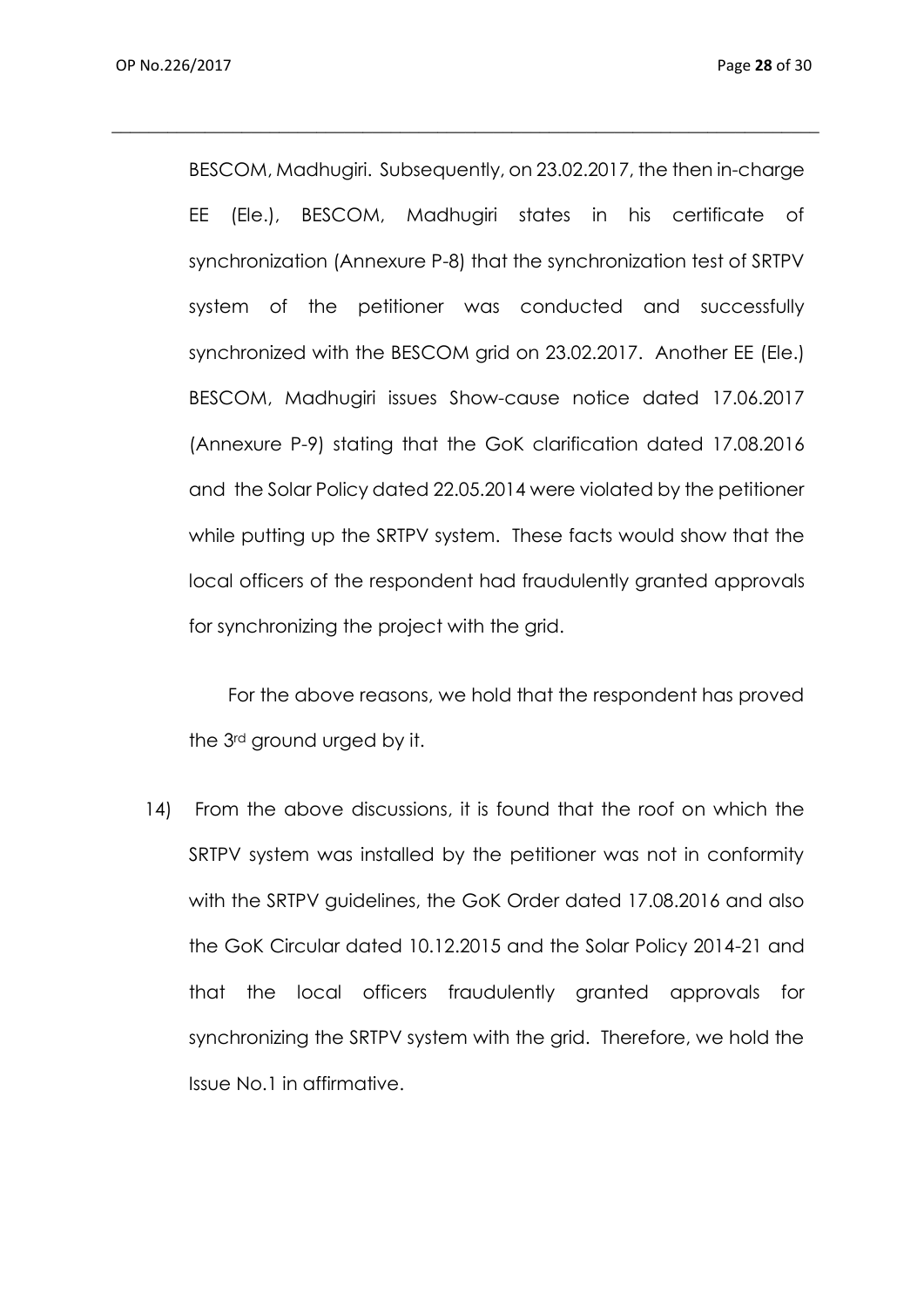BESCOM, Madhugiri. Subsequently, on 23.02.2017, the then in-charge EE (Ele.), BESCOM, Madhugiri states in his certificate of synchronization (Annexure P-8) that the synchronization test of SRTPV system of the petitioner was conducted and successfully synchronized with the BESCOM grid on 23.02.2017. Another EE (Ele.) BESCOM, Madhugiri issues Show-cause notice dated 17.06.2017 (Annexure P-9) stating that the GoK clarification dated 17.08.2016 and the Solar Policy dated 22.05.2014 were violated by the petitioner while putting up the SRTPV system. These facts would show that the local officers of the respondent had fraudulently granted approvals for synchronizing the project with the grid.

For the above reasons, we hold that the respondent has proved the 3rd ground urged by it.

14) From the above discussions, it is found that the roof on which the SRTPV system was installed by the petitioner was not in conformity with the SRTPV guidelines, the GoK Order dated 17.08.2016 and also the GoK Circular dated 10.12.2015 and the Solar Policy 2014-21 and that the local officers fraudulently granted approvals for synchronizing the SRTPV system with the grid. Therefore, we hold the Issue No.1 in affirmative.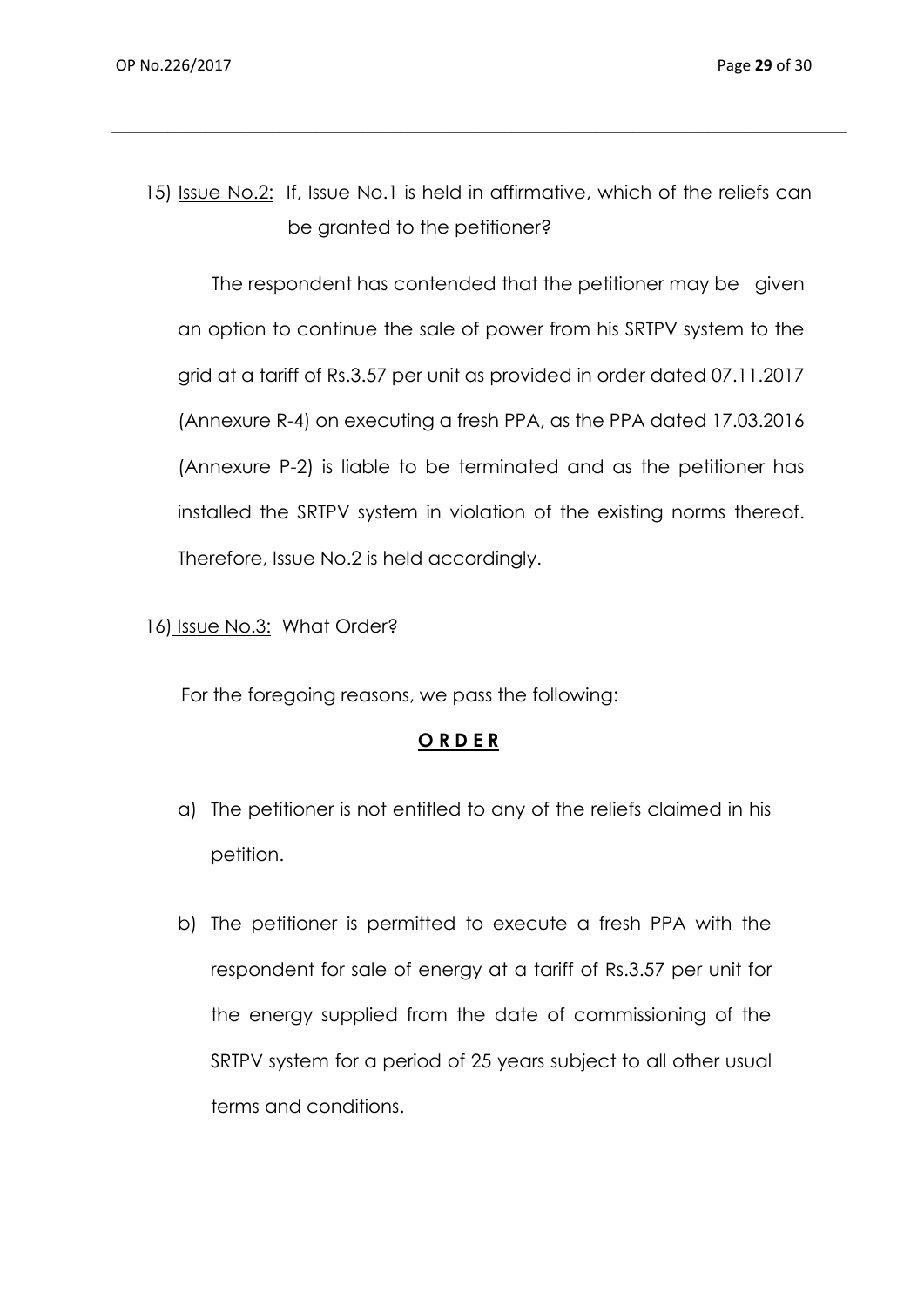15) <u>Issue No.2:</u> If, Issue No.1 is held in affirmative, which of the reliefs can be granted to the petitioner?

The respondent has contended that the petitioner may be given an option to continue the sale of power from his SRTPV system to the grid at a tariff of Rs.3.57 per unit as provided in order dated 07.11.2017 (Annexure R-4) on executing a fresh PPA, as the PPA dated 17.03.2016 (Annexure P-2) is liable to be terminated and as the petitioner has installed the SRTPV system in violation of the existing norms thereof. Therefore, Issue No.2 is held accordingly.

16) <u>Issue No.3:</u> What Order?

For the foregoing reasons, we pass the following:

**<u>O R D E R</u>**

a) The petitioner is not entitled to any of the reliefs claimed in his petition.

b) The petitioner is permitted to execute a fresh PPA with the respondent for sale of energy at a tariff of Rs.3.57 per unit for the energy supplied from the date of commissioning of the SRTPV system for a period of 25 years subject to all other usual terms and conditions.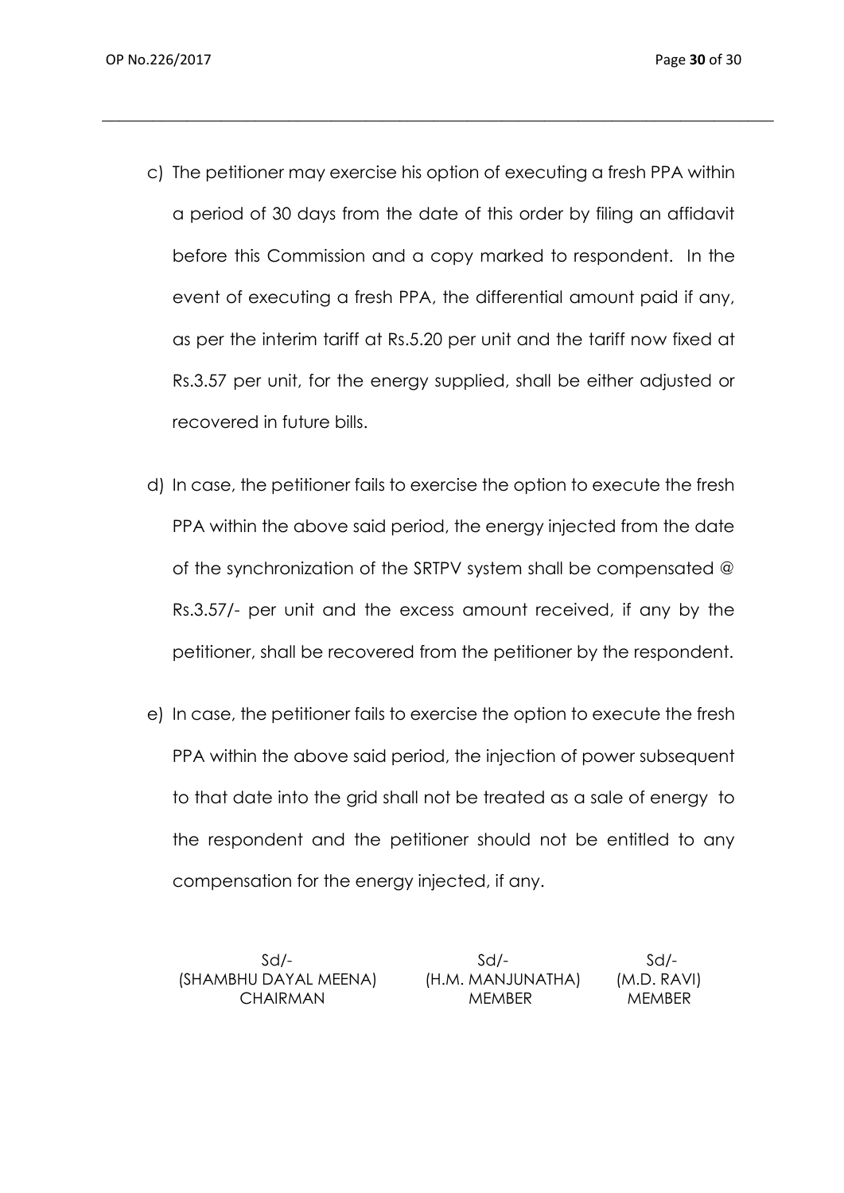c) The petitioner may exercise his option of executing a fresh PPA within a period of 30 days from the date of this order by filing an affidavit before this Commission and a copy marked to respondent. In the event of executing a fresh PPA, the differential amount paid if any, as per the interim tariff at Rs.5.20 per unit and the tariff now fixed at Rs.3.57 per unit, for the energy supplied, shall be either adjusted or recovered in future bills.

d) In case, the petitioner fails to exercise the option to execute the fresh PPA within the above said period, the energy injected from the date of the synchronization of the SRTPV system shall be compensated @ Rs.3.57/- per unit and the excess amount received, if any by the petitioner, shall be recovered from the petitioner by the respondent.

e) In case, the petitioner fails to exercise the option to execute the fresh PPA within the above said period, the injection of power subsequent to that date into the grid shall not be treated as a sale of energy to the respondent and the petitioner should not be entitled to any compensation for the energy injected, if any.

| | | |
|---|---|---|
| Sd/- | Sd/- | Sd/- |
| (SHAMBHU DAYAL MEENA) | (H.M. MANJUNATHA) | (M.D. RAVI) |
| CHAIRMAN | MEMBER | MEMBER |